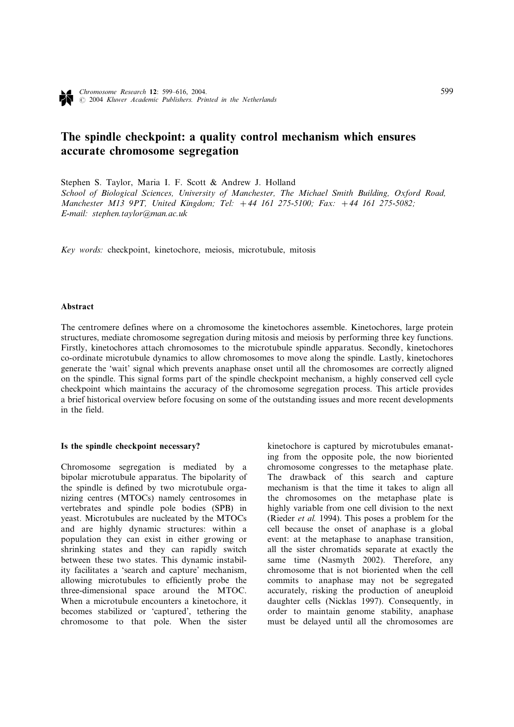# The spindle checkpoint: a quality control mechanism which ensures accurate chromosome segregation

Stephen S. Taylor, Maria I. F. Scott & Andrew J. Holland

*School of Biological Sciences, University of Manchester, The Michael Smith Building, Oxford Road, Manchester M13 9PT, United Kingdom; Tel: +44 161 275-5100; Fax: +44 161 275-5082; E-mail: stephen.taylor@man.ac.uk*

*Key words:* checkpoint, kinetochore, meiosis, microtubule, mitosis

## Abstract

The centromere defines where on a chromosome the kinetochores assemble. Kinetochores, large protein structures, mediate chromosome segregation during mitosis and meiosis by performing three key functions. Firstly, kinetochores attach chromosomes to the microtubule spindle apparatus. Secondly, kinetochores co-ordinate microtubule dynamics to allow chromosomes to move along the spindle. Lastly, kinetochores generate the 'wait' signal which prevents anaphase onset until all the chromosomes are correctly aligned on the spindle. This signal forms part of the spindle checkpoint mechanism, a highly conserved cell cycle checkpoint which maintains the accuracy of the chromosome segregation process. This article provides a brief historical overview before focusing on some of the outstanding issues and more recent developments in the field.

## Is the spindle checkpoint necessary?

Chromosome segregation is mediated by a bipolar microtubule apparatus. The bipolarity of the spindle is defined by two microtubule organizing centres (MTOCs) namely centrosomes in vertebrates and spindle pole bodies (SPB) in yeast. Microtubules are nucleated by the MTOCs and are highly dynamic structures: within a population they can exist in either growing or shrinking states and they can rapidly switch between these two states. This dynamic instability facilitates a 'search and capture' mechanism, allowing microtubules to efficiently probe the three-dimensional space around the MTOC. When a microtubule encounters a kinetochore, it becomes stabilized or 'captured', tethering the chromosome to that pole. When the sister kinetochore is captured by microtubules emanating from the opposite pole, the now bioriented chromosome congresses to the metaphase plate. The drawback of this search and capture mechanism is that the time it takes to align all the chromosomes on the metaphase plate is highly variable from one cell division to the next (Rieder *et al.* 1994). This poses a problem for the cell because the onset of anaphase is a global event: at the metaphase to anaphase transition, all the sister chromatids separate at exactly the same time (Nasmyth 2002). Therefore, any chromosome that is not bioriented when the cell commits to anaphase may not be segregated accurately, risking the production of aneuploid daughter cells (Nicklas 1997). Consequently, in order to maintain genome stability, anaphase must be delayed until all the chromosomes are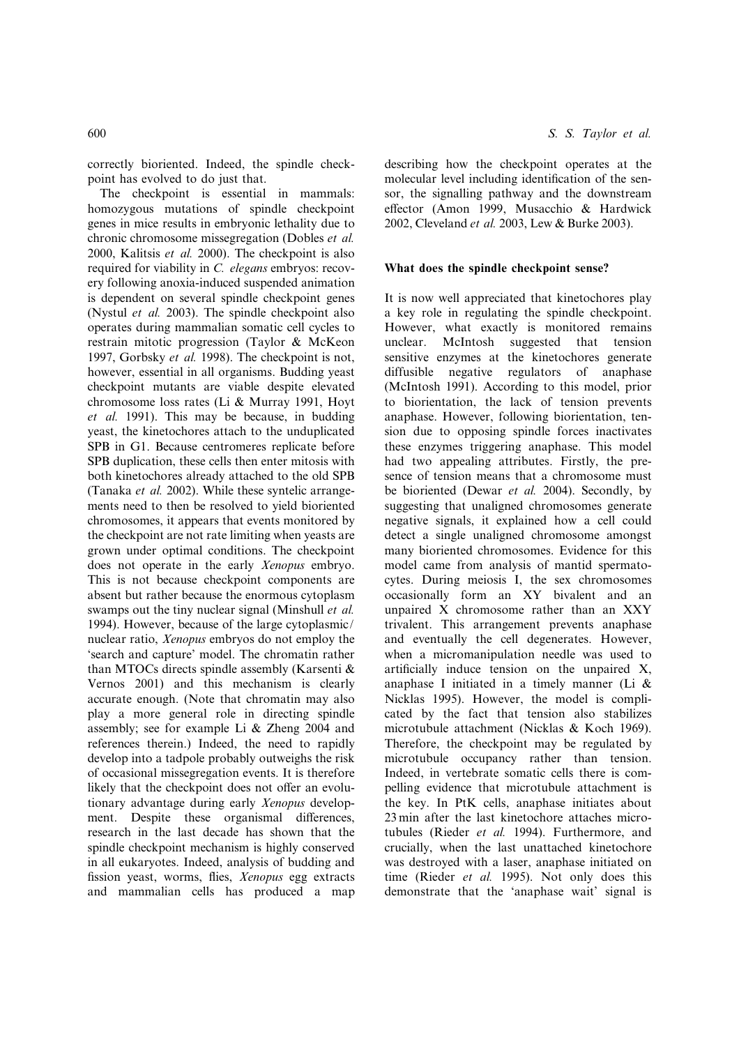correctly bioriented. Indeed, the spindle checkpoint has evolved to do just that.

The checkpoint is essential in mammals: homozygous mutations of spindle checkpoint genes in mice results in embryonic lethality due to chronic chromosome missegregation (Dobles *et al.* 2000, Kalitsis *et al.* 2000). The checkpoint is also required for viability in *C. elegans* embryos: recovery following anoxia-induced suspended animation is dependent on several spindle checkpoint genes (Nystul *et al.* 2003). The spindle checkpoint also operates during mammalian somatic cell cycles to restrain mitotic progression (Taylor & McKeon 1997, Gorbsky *et al.* 1998). The checkpoint is not, however, essential in all organisms. Budding yeast checkpoint mutants are viable despite elevated chromosome loss rates (Li & Murray 1991, Hoyt *et al.* 1991). This may be because, in budding yeast, the kinetochores attach to the unduplicated SPB in G1. Because centromeres replicate before SPB duplication, these cells then enter mitosis with both kinetochores already attached to the old SPB (Tanaka *et al.* 2002). While these syntelic arrangements need to then be resolved to yield bioriented chromosomes, it appears that events monitored by the checkpoint are not rate limiting when yeasts are grown under optimal conditions. The checkpoint does not operate in the early *Xenopus* embryo. This is not because checkpoint components are absent but rather because the enormous cytoplasm swamps out the tiny nuclear signal (Minshull *et al.* 1994). However, because of the large cytoplasmic/nuclear ratio, *Xenopus* embryos do not employ the 'search and capture' model. The chromatin rather than MTOCs directs spindle assembly (Karsenti & Vernos 2001) and this mechanism is clearly accurate enough. (Note that chromatin may also play a more general role in directing spindle assembly; see for example Li & Zheng 2004 and references therein.) Indeed, the need to rapidly develop into a tadpole probably outweighs the risk of occasional missegregation events. It is therefore likely that the checkpoint does not offer an evolutionary advantage during early *Xenopus* development. Despite these organismal differences, research in the last decade has shown that the spindle checkpoint mechanism is highly conserved in all eukaryotes. Indeed, analysis of budding and fission yeast, worms, flies, *Xenopus* egg extracts and mammalian cells has produced a map describing how the checkpoint operates at the molecular level including identification of the sensor, the signalling pathway and the downstream effector (Amon 1999, Musacchio & Hardwick 2002, Cleveland *et al.* 2003, Lew & Burke 2003).

## What does the spindle checkpoint sense?

It is now well appreciated that kinetochores play a key role in regulating the spindle checkpoint. However, what exactly is monitored remains unclear. McIntosh suggested that tension sensitive enzymes at the kinetochores generate diffusible negative regulators of anaphase (McIntosh 1991). According to this model, prior to biorientation, the lack of tension prevents anaphase. However, following biorientation, tension due to opposing spindle forces inactivates these enzymes triggering anaphase. This model had two appealing attributes. Firstly, the presence of tension means that a chromosome must be bioriented (Dewar *et al.* 2004). Secondly, by suggesting that unaligned chromosomes generate negative signals, it explained how a cell could detect a single unaligned chromosome amongst many bioriented chromosomes. Evidence for this model came from analysis of mantid spermatocytes. During meiosis I, the sex chromosomes occasionally form an XY bivalent and an unpaired X chromosome rather than an XXY trivalent. This arrangement prevents anaphase and eventually the cell degenerates. However, when a micromanipulation needle was used to artificially induce tension on the unpaired X, anaphase I initiated in a timely manner (Li & Nicklas 1995). However, the model is complicated by the fact that tension also stabilizes microtubule attachment (Nicklas & Koch 1969). Therefore, the checkpoint may be regulated by microtubule occupancy rather than tension. Indeed, in vertebrate somatic cells there is compelling evidence that microtubule attachment is the key. In PtK cells, anaphase initiates about 23 min after the last kinetochore attaches microtubules (Rieder *et al.* 1994). Furthermore, and crucially, when the last unattached kinetochore was destroyed with a laser, anaphase initiated on time (Rieder *et al.* 1995). Not only does this demonstrate that the 'anaphase wait' signal is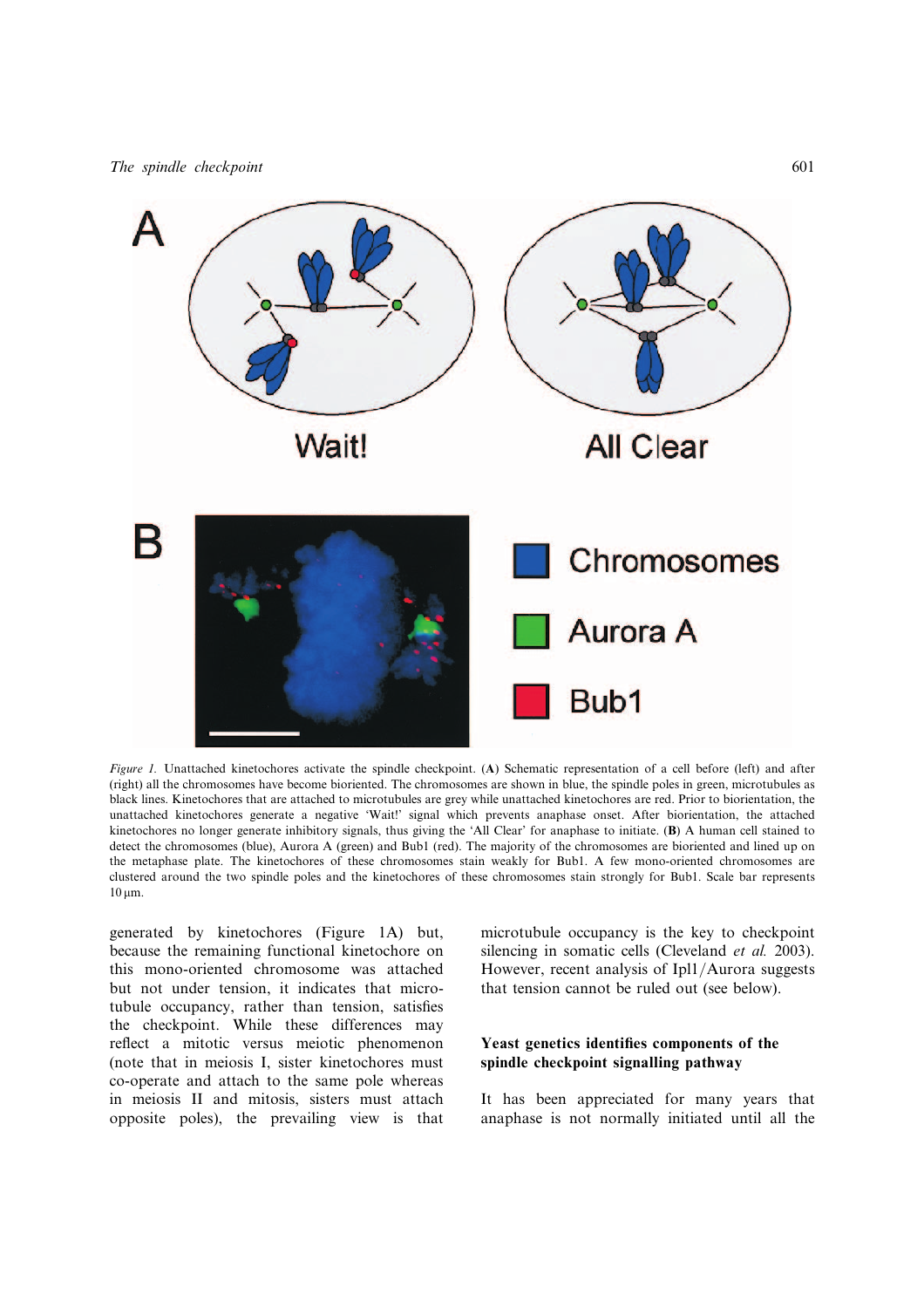*Figure 1.* Unattached kinetochores activate the spindle checkpoint. (**A**) Schematic representation of a cell before (left) and after (right) all the chromosomes have become bioriented. The chromosomes are shown in blue, the spindle poles in green, microtubules as black lines. Kinetochores that are attached to microtubules are grey while unattached kinetochores are red. Prior to biorientation, the unattached kinetochores generate a negative 'Wait!' signal which prevents anaphase onset. After biorientation, the attached kinetochores no longer generate inhibitory signals, thus giving the 'All Clear' for anaphase to initiate. (**B**) A human cell stained to detect the chromosomes (blue), Aurora A (green) and Bub1 (red). The majority of the chromosomes are bioriented and lined up on the metaphase plate. The kinetochores of these chromosomes stain weakly for Bub1. A few mono-oriented chromosomes are clustered around the two spindle poles and the kinetochores of these chromosomes stain strongly for Bub1. Scale bar represents 10 μm.

generated by kinetochores (Figure 1A) but, because the remaining functional kinetochore on this mono-oriented chromosome was attached but not under tension, it indicates that microtubule occupancy, rather than tension, satisfies the checkpoint. While these differences may reflect a mitotic versus meiotic phenomenon (note that in meiosis I, sister kinetochores must co-operate and attach to the same pole whereas in meiosis II and mitosis, sisters must attach opposite poles), the prevailing view is that microtubule occupancy is the key to checkpoint silencing in somatic cells (Cleveland *et al.* 2003). However, recent analysis of Ipl1/Aurora suggests that tension cannot be ruled out (see below).

### Yeast genetics identifies components of the spindle checkpoint signalling pathway

It has been appreciated for many years that anaphase is not normally initiated until all the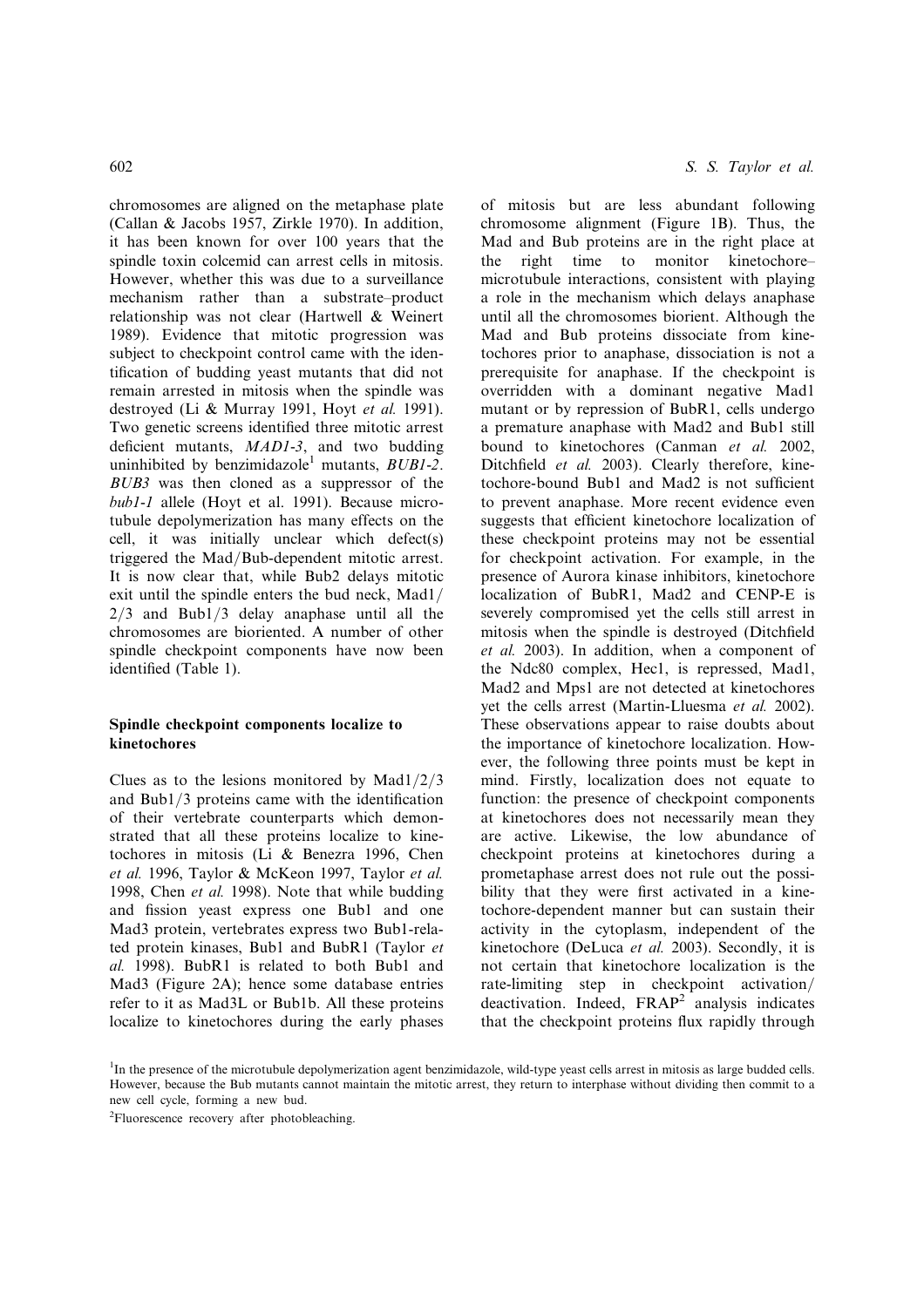chromosomes are aligned on the metaphase plate (Callan & Jacobs 1957, Zirkle 1970). In addition, it has been known for over 100 years that the spindle toxin colcemid can arrest cells in mitosis. However, whether this was due to a surveillance mechanism rather than a substrate–product relationship was not clear (Hartwell & Weinert 1989). Evidence that mitotic progression was subject to checkpoint control came with the identification of budding yeast mutants that did not remain arrested in mitosis when the spindle was destroyed (Li & Murray 1991, Hoyt *et al.* 1991). Two genetic screens identified three mitotic arrest deficient mutants, *MAD1-3*, and two budding uninhibited by benzimidazole[1] mutants, *BUB1-2*. *BUB3* was then cloned as a suppressor of the *bub1-1* allele (Hoyt et al. 1991). Because microtubule depolymerization has many effects on the cell, it was initially unclear which defect(s) triggered the Mad/Bub-dependent mitotic arrest. It is now clear that, while Bub2 delays mitotic exit until the spindle enters the bud neck, Mad1/2/3 and Bub1/3 delay anaphase until all the chromosomes are bioriented. A number of other spindle checkpoint components have now been identified (Table 1).

## Spindle checkpoint components localize to kinetochores

Clues as to the lesions monitored by Mad1/2/3 and Bub1/3 proteins came with the identification of their vertebrate counterparts which demonstrated that all these proteins localize to kinetochores in mitosis (Li & Benezra 1996, Chen *et al.* 1996, Taylor & McKeon 1997, Taylor *et al.* 1998, Chen *et al.* 1998). Note that while budding and fission yeast express one Bub1 and one Mad3 protein, vertebrates express two Bub1-related protein kinases, Bub1 and BubR1 (Taylor *et al.* 1998). BubR1 is related to both Bub1 and Mad3 (Figure 2A); hence some database entries refer to it as Mad3L or Bub1b. All these proteins localize to kinetochores during the early phases of mitosis but are less abundant following chromosome alignment (Figure 1B). Thus, the Mad and Bub proteins are in the right place at the right time to monitor kinetochore–microtubule interactions, consistent with playing a role in the mechanism which delays anaphase until all the chromosomes biorient. Although the Mad and Bub proteins dissociate from kinetochores prior to anaphase, dissociation is not a prerequisite for anaphase. If the checkpoint is overridden with a dominant negative Mad1 mutant or by repression of BubR1, cells undergo a premature anaphase with Mad2 and Bub1 still bound to kinetochores (Canman *et al.* 2002, Ditchfield *et al.* 2003). Clearly therefore, kinetochore-bound Bub1 and Mad2 is not sufficient to prevent anaphase. More recent evidence even suggests that efficient kinetochore localization of these checkpoint proteins may not be essential for checkpoint activation. For example, in the presence of Aurora kinase inhibitors, kinetochore localization of BubR1, Mad2 and CENP-E is severely compromised yet the cells still arrest in mitosis when the spindle is destroyed (Ditchfield *et al.* 2003). In addition, when a component of the Ndc80 complex, Hec1, is repressed, Mad1, Mad2 and Mps1 are not detected at kinetochores yet the cells arrest (Martin-Lluesma *et al.* 2002). These observations appear to raise doubts about the importance of kinetochore localization. However, the following three points must be kept in mind. Firstly, localization does not equate to function: the presence of checkpoint components at kinetochores does not necessarily mean they are active. Likewise, the low abundance of checkpoint proteins at kinetochores during a prometaphase arrest does not rule out the possibility that they were first activated in a kinetochore-dependent manner but can sustain their activity in the cytoplasm, independent of the kinetochore (DeLuca *et al.* 2003). Secondly, it is not certain that kinetochore localization is the rate-limiting step in checkpoint activation/deactivation. Indeed, FRAP[2] analysis indicates that the checkpoint proteins flux rapidly through

[1]In the presence of the microtubule depolymerization agent benzimidazole, wild-type yeast cells arrest in mitosis as large budded cells. However, because the Bub mutants cannot maintain the mitotic arrest, they return to interphase without dividing then commit to a new cell cycle, forming a new bud.

[2]Fluorescence recovery after photobleaching.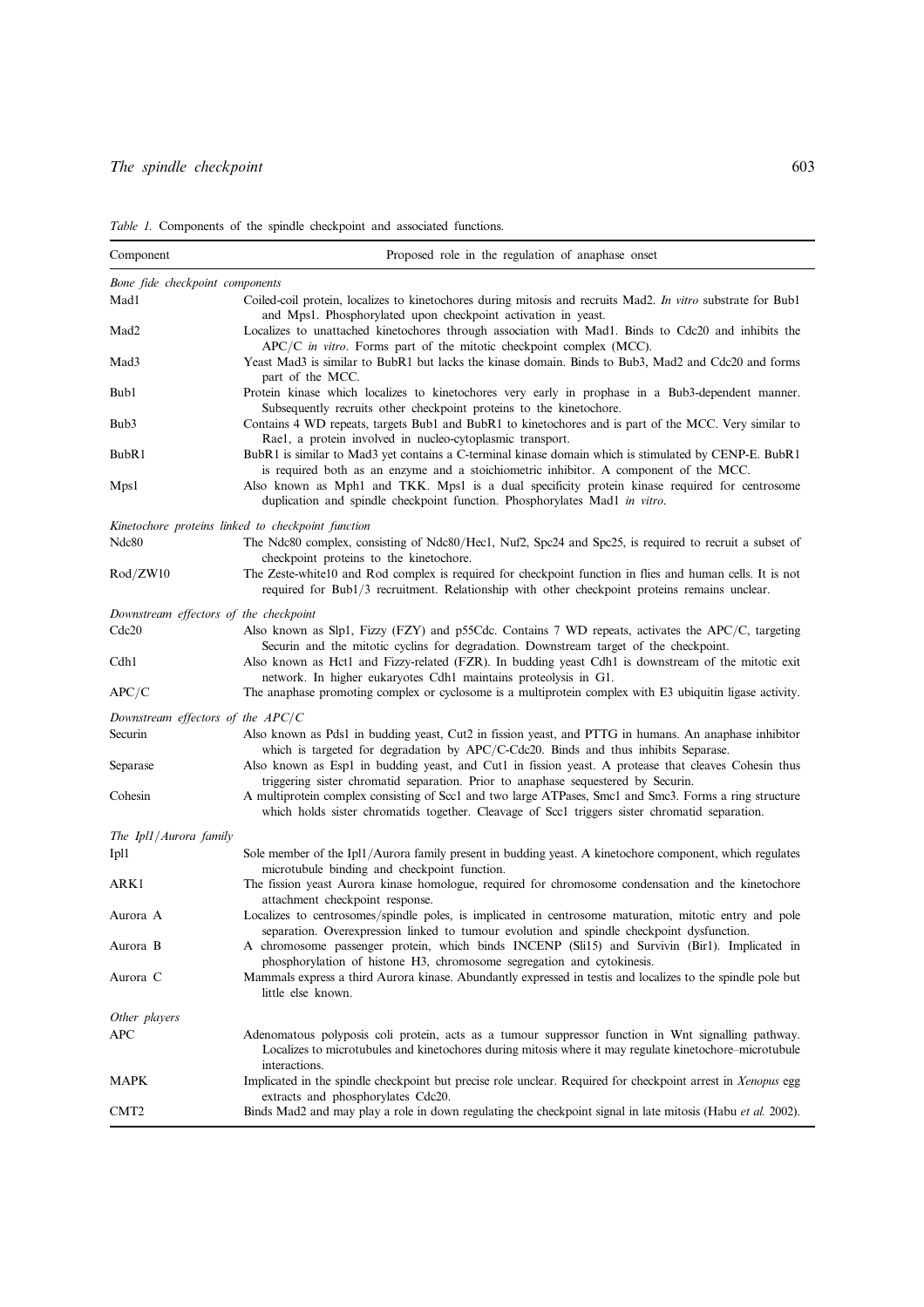*Table 1.* Components of the spindle checkpoint and associated functions.

| Component | Proposed role in the regulation of anaphase onset |
|---|---|
| *Bone fide checkpoint components* | |
| Mad1 | Coiled-coil protein, localizes to kinetochores during mitosis and recruits Mad2. *In vitro* substrate for Bub1 and Mps1. Phosphorylated upon checkpoint activation in yeast. |
| Mad2 | Localizes to unattached kinetochores through association with Mad1. Binds to Cdc20 and inhibits the APC/C *in vitro*. Forms part of the mitotic checkpoint complex (MCC). |
| Mad3 | Yeast Mad3 is similar to BubR1 but lacks the kinase domain. Binds to Bub3, Mad2 and Cdc20 and forms part of the MCC. |
| Bub1 | Protein kinase which localizes to kinetochores very early in prophase in a Bub3-dependent manner. Subsequently recruits other checkpoint proteins to the kinetochore. |
| Bub3 | Contains 4 WD repeats, targets Bub1 and BubR1 to kinetochores and is part of the MCC. Very similar to Rae1, a protein involved in nucleo-cytoplasmic transport. |
| BubR1 | BubR1 is similar to Mad3 yet contains a C-terminal kinase domain which is stimulated by CENP-E. BubR1 is required both as an enzyme and a stoichiometric inhibitor. A component of the MCC. |
| Mps1 | Also known as Mph1 and TKK. Mps1 is a dual specificity protein kinase required for centrosome duplication and spindle checkpoint function. Phosphorylates Mad1 *in vitro*. |
| *Kinetochore proteins linked to checkpoint function* | |
| Ndc80 | The Ndc80 complex, consisting of Ndc80/Hec1, Nuf2, Spc24 and Spc25, is required to recruit a subset of checkpoint proteins to the kinetochore. |
| Rod/ZW10 | The Zeste-white10 and Rod complex is required for checkpoint function in flies and human cells. It is not required for Bub1/3 recruitment. Relationship with other checkpoint proteins remains unclear. |
| *Downstream effectors of the checkpoint* | |
| Cdc20 | Also known as Slp1, Fizzy (FZY) and p55Cdc. Contains 7 WD repeats, activates the APC/C, targeting Securin and the mitotic cyclins for degradation. Downstream target of the checkpoint. |
| Cdh1 | Also known as Hct1 and Fizzy-related (FZR). In budding yeast Cdh1 is downstream of the mitotic exit network. In higher eukaryotes Cdh1 maintains proteolysis in G1. |
| APC/C | The anaphase promoting complex or cyclosome is a multiprotein complex with E3 ubiquitin ligase activity. |
| *Downstream effectors of the APC/C* | |
| Securin | Also known as Pds1 in budding yeast, Cut2 in fission yeast, and PTTG in humans. An anaphase inhibitor which is targeted for degradation by APC/C-Cdc20. Binds and thus inhibits Separase. |
| Separase | Also known as Esp1 in budding yeast, and Cut1 in fission yeast. A protease that cleaves Cohesin thus triggering sister chromatid separation. Prior to anaphase sequestered by Securin. |
| Cohesin | A multiprotein complex consisting of Scc1 and two large ATPases, Smc1 and Smc3. Forms a ring structure which holds sister chromatids together. Cleavage of Scc1 triggers sister chromatid separation. |
| *The Ipl1/Aurora family* | |
| Ipl1 | Sole member of the Ipl1/Aurora family present in budding yeast. A kinetochore component, which regulates microtubule binding and checkpoint function. |
| ARK1 | The fission yeast Aurora kinase homologue, required for chromosome condensation and the kinetochore attachment checkpoint response. |
| Aurora A | Localizes to centrosomes/spindle poles, is implicated in centrosome maturation, mitotic entry and pole separation. Overexpression linked to tumour evolution and spindle checkpoint dysfunction. |
| Aurora B | A chromosome passenger protein, which binds INCENP (Sli15) and Survivin (Bir1). Implicated in phosphorylation of histone H3, chromosome segregation and cytokinesis. |
| Aurora C | Mammals express a third Aurora kinase. Abundantly expressed in testis and localizes to the spindle pole but little else known. |
| *Other players* | |
| APC | Adenomatous polyposis coli protein, acts as a tumour suppressor function in Wnt signalling pathway. Localizes to microtubules and kinetochores during mitosis where it may regulate kinetochore–microtubule interactions. |
| MAPK | Implicated in the spindle checkpoint but precise role unclear. Required for checkpoint arrest in *Xenopus* egg extracts and phosphorylates Cdc20. |
| CMT2 | Binds Mad2 and may play a role in down regulating the checkpoint signal in late mitosis (Habu *et al.* 2002). |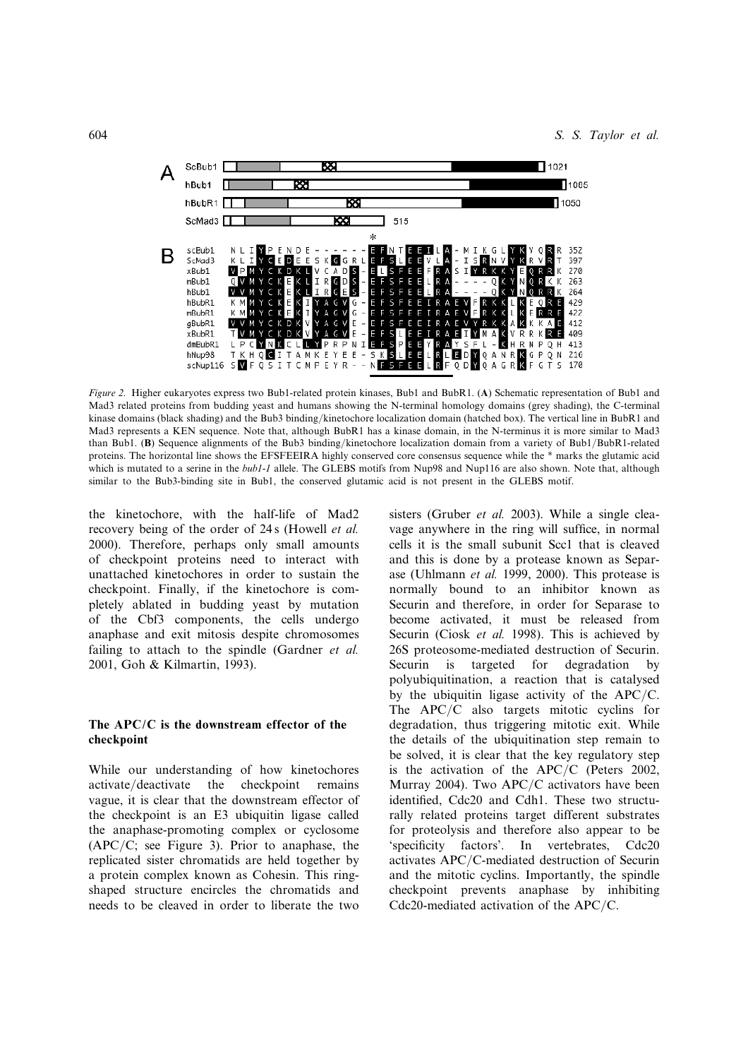```
A
ScBub1                                   1021
hBub1                                    1085
hBubR1                                   1050
ScMad3                 515

B
scBub1    NLIYPENDE------EFNTEEILA-MIKGLYKYQRR 352
ScMad3    KLIYCEDEESKGGRLEFSLEEVLA-ISRNVYKRVRT 397
xBub1     VPMYCKDKLVCADS-ELSFEEFRASIYRKKYEQRRK 270
mBub1     QVMYCKEKLIRGDS-EFSFEELRA----QKYNQRKK 263
hBub1     VVMYCKEKLIRGES-EFSFEELRA----QKYNQRRK 264
hBubR1    KMMYCKEKIYAGVG-EFSFEEIRAEVFRKKLKEQRE 429
mBubR1    KMMYCKEKTYAGVG-EFSFEEIRAEVFRKKIKFRRE 422
gBubR1    VVMYCKDKVYAGVE-EFSFEEIRAEVYRKKAKKKAE 412
xBubR1    TVMYCKDKVYAGVF-EFSLEEIRAEIYMAKVRRKRE 409
dmBubR1   LPCYNKCLLYPRPNIEFSPEEYRAYSFL-KHRNPQH 413
hNup98    TKHQCITAMKEYEE-SKSLEELRLEDYQANRKGPQN 216
scNup116  SVFQSITCMPEYR--NFSFEELRFQDYQAGRKFGTS 170
```

*Figure 2.* Higher eukaryotes express two Bub1-related protein kinases, Bub1 and BubR1. (**A**) Schematic representation of Bub1 and Mad3 related proteins from budding yeast and humans showing the N-terminal homology domains (grey shading), the C-terminal kinase domains (black shading) and the Bub3 binding/kinetochore localization domain (hatched box). The vertical line in BubR1 and Mad3 represents a KEN sequence. Note that, although BubR1 has a kinase domain, in the N-terminus it is more similar to Mad3 than Bub1. (**B**) Sequence alignments of the Bub3 binding/kinetochore localization domain from a variety of Bub1/BubR1-related proteins. The horizontal line shows the EFSFEEIRA highly conserved core consensus sequence while the * marks the glutamic acid which is mutated to a serine in the *bub1-1* allele. The GLEBS motifs from Nup98 and Nup116 are also shown. Note that, although similar to the Bub3-binding site in Bub1, the conserved glutamic acid is not present in the GLEBS motif.

the kinetochore, with the half-life of Mad2 recovery being of the order of 24 s (Howell *et al.* 2000). Therefore, perhaps only small amounts of checkpoint proteins need to interact with unattached kinetochores in order to sustain the checkpoint. Finally, if the kinetochore is completely ablated in budding yeast by mutation of the Cbf3 components, the cells undergo anaphase and exit mitosis despite chromosomes failing to attach to the spindle (Gardner *et al.* 2001, Goh & Kilmartin, 1993).

## The APC/C is the downstream effector of the checkpoint

While our understanding of how kinetochores activate/deactivate the checkpoint remains vague, it is clear that the downstream effector of the checkpoint is an E3 ubiquitin ligase called the anaphase-promoting complex or cyclosome (APC/C; see Figure 3). Prior to anaphase, the replicated sister chromatids are held together by a protein complex known as Cohesin. This ring-shaped structure encircles the chromatids and needs to be cleaved in order to liberate the two sisters (Gruber *et al.* 2003). While a single cleavage anywhere in the ring will suffice, in normal cells it is the small subunit Scc1 that is cleaved and this is done by a protease known as Separase (Uhlmann *et al.* 1999, 2000). This protease is normally bound to an inhibitor known as Securin and therefore, in order for Separase to become activated, it must be released from Securin (Ciosk *et al.* 1998). This is achieved by 26S proteosome-mediated destruction of Securin. Securin is targeted for degradation by polyubiquitination, a reaction that is catalysed by the ubiquitin ligase activity of the APC/C. The APC/C also targets mitotic cyclins for degradation, thus triggering mitotic exit. While the details of the ubiquitination step remain to be solved, it is clear that the key regulatory step is the activation of the APC/C (Peters 2002, Murray 2004). Two APC/C activators have been identified, Cdc20 and Cdh1. These two structurally related proteins target different substrates for proteolysis and therefore also appear to be 'specificity factors'. In vertebrates, Cdc20 activates APC/C-mediated destruction of Securin and the mitotic cyclins. Importantly, the spindle checkpoint prevents anaphase by inhibiting Cdc20-mediated activation of the APC/C.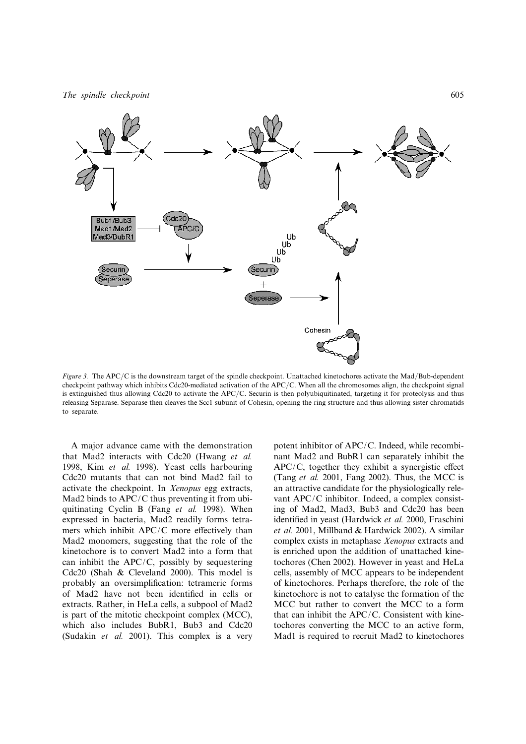*Figure 3.* The APC/C is the downstream target of the spindle checkpoint. Unattached kinetochores activate the Mad/Bub-dependent checkpoint pathway which inhibits Cdc20-mediated activation of the APC/C. When all the chromosomes align, the checkpoint signal is extinguished thus allowing Cdc20 to activate the APC/C. Securin is then polyubiquitinated, targeting it for proteolysis and thus releasing Separase. Separase then cleaves the Scc1 subunit of Cohesin, opening the ring structure and thus allowing sister chromatids to separate.

A major advance came with the demonstration that Mad2 interacts with Cdc20 (Hwang *et al.* 1998, Kim *et al.* 1998). Yeast cells harbouring Cdc20 mutants that can not bind Mad2 fail to activate the checkpoint. In *Xenopus* egg extracts, Mad2 binds to APC/C thus preventing it from ubiquitinating Cyclin B (Fang *et al.* 1998). When expressed in bacteria, Mad2 readily forms tetramers which inhibit APC/C more effectively than Mad2 monomers, suggesting that the role of the kinetochore is to convert Mad2 into a form that can inhibit the APC/C, possibly by sequestering Cdc20 (Shah & Cleveland 2000). This model is probably an oversimplification: tetrameric forms of Mad2 have not been identified in cells or extracts. Rather, in HeLa cells, a subpool of Mad2 is part of the mitotic checkpoint complex (MCC), which also includes BubR1, Bub3 and Cdc20 (Sudakin *et al.* 2001). This complex is a very potent inhibitor of APC/C. Indeed, while recombinant Mad2 and BubR1 can separately inhibit the APC/C, together they exhibit a synergistic effect (Tang *et al.* 2001, Fang 2002). Thus, the MCC is an attractive candidate for the physiologically relevant APC/C inhibitor. Indeed, a complex consisting of Mad2, Mad3, Bub3 and Cdc20 has been identified in yeast (Hardwick *et al.* 2000, Fraschini *et al.* 2001, Millband & Hardwick 2002). A similar complex exists in metaphase *Xenopus* extracts and is enriched upon the addition of unattached kinetochores (Chen 2002). However in yeast and HeLa cells, assembly of MCC appears to be independent of kinetochores. Perhaps therefore, the role of the kinetochore is not to catalyse the formation of the MCC but rather to convert the MCC to a form that can inhibit the APC/C. Consistent with kinetochores converting the MCC to an active form, Mad1 is required to recruit Mad2 to kinetochores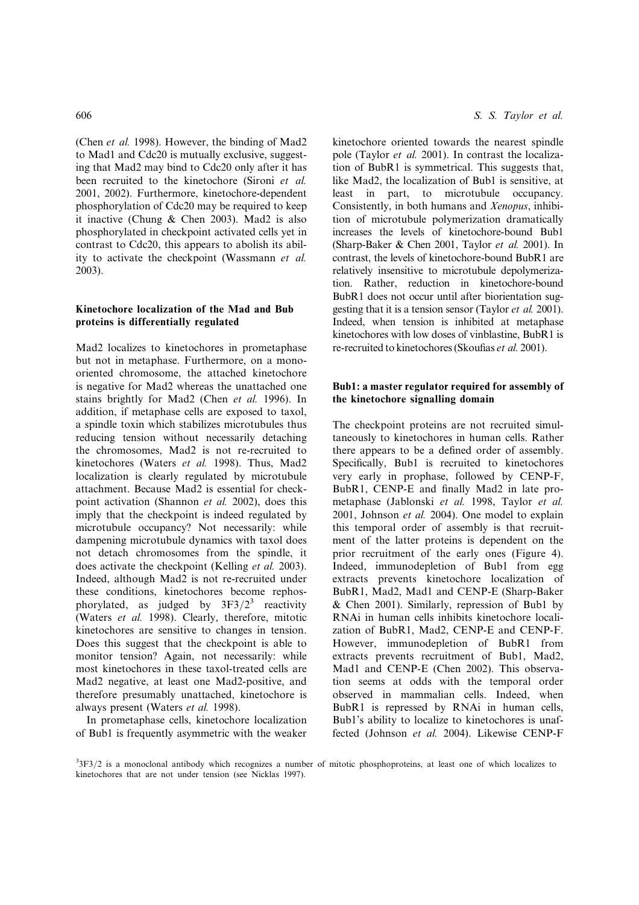(Chen *et al.* 1998). However, the binding of Mad2 to Mad1 and Cdc20 is mutually exclusive, suggesting that Mad2 may bind to Cdc20 only after it has been recruited to the kinetochore (Sironi *et al.* 2001, 2002). Furthermore, kinetochore-dependent phosphorylation of Cdc20 may be required to keep it inactive (Chung & Chen 2003). Mad2 is also phosphorylated in checkpoint activated cells yet in contrast to Cdc20, this appears to abolish its ability to activate the checkpoint (Wassmann *et al.* 2003).

### Kinetochore localization of the Mad and Bub proteins is differentially regulated

Mad2 localizes to kinetochores in prometaphase but not in metaphase. Furthermore, on a mono-oriented chromosome, the attached kinetochore is negative for Mad2 whereas the unattached one stains brightly for Mad2 (Chen *et al.* 1996). In addition, if metaphase cells are exposed to taxol, a spindle toxin which stabilizes microtubules thus reducing tension without necessarily detaching the chromosomes, Mad2 is not re-recruited to kinetochores (Waters *et al.* 1998). Thus, Mad2 localization is clearly regulated by microtubule attachment. Because Mad2 is essential for checkpoint activation (Shannon *et al.* 2002), does this imply that the checkpoint is indeed regulated by microtubule occupancy? Not necessarily: while dampening microtubule dynamics with taxol does not detach chromosomes from the spindle, it does activate the checkpoint (Kelling *et al.* 2003). Indeed, although Mad2 is not re-recruited under these conditions, kinetochores become rephosphorylated, as judged by 3F3/2[3] reactivity (Waters *et al.* 1998). Clearly, therefore, mitotic kinetochores are sensitive to changes in tension. Does this suggest that the checkpoint is able to monitor tension? Again, not necessarily: while most kinetochores in these taxol-treated cells are Mad2 negative, at least one Mad2-positive, and therefore presumably unattached, kinetochore is always present (Waters *et al.* 1998).

In prometaphase cells, kinetochore localization of Bub1 is frequently asymmetric with the weaker kinetochore oriented towards the nearest spindle pole (Taylor *et al.* 2001). In contrast the localization of BubR1 is symmetrical. This suggests that, like Mad2, the localization of Bub1 is sensitive, at least in part, to microtubule occupancy. Consistently, in both humans and *Xenopus*, inhibition of microtubule polymerization dramatically increases the levels of kinetochore-bound Bub1 (Sharp-Baker & Chen 2001, Taylor *et al.* 2001). In contrast, the levels of kinetochore-bound BubR1 are relatively insensitive to microtubule depolymerization. Rather, reduction in kinetochore-bound BubR1 does not occur until after biorientation suggesting that it is a tension sensor (Taylor *et al.* 2001). Indeed, when tension is inhibited at metaphase kinetochores with low doses of vinblastine, BubR1 is re-recruited to kinetochores (Skoufias *et al.* 2001).

### Bub1: a master regulator required for assembly of the kinetochore signalling domain

The checkpoint proteins are not recruited simultaneously to kinetochores in human cells. Rather there appears to be a defined order of assembly. Specifically, Bub1 is recruited to kinetochores very early in prophase, followed by CENP-F, BubR1, CENP-E and finally Mad2 in late prometaphase (Jablonski *et al.* 1998, Taylor *et al.* 2001, Johnson *et al.* 2004). One model to explain this temporal order of assembly is that recruitment of the latter proteins is dependent on the prior recruitment of the early ones (Figure 4). Indeed, immunodepletion of Bub1 from egg extracts prevents kinetochore localization of BubR1, Mad2, Mad1 and CENP-E (Sharp-Baker & Chen 2001). Similarly, repression of Bub1 by RNAi in human cells inhibits kinetochore localization of BubR1, Mad2, CENP-E and CENP-F. However, immunodepletion of BubR1 from extracts prevents recruitment of Bub1, Mad2, Mad1 and CENP-E (Chen 2002). This observation seems at odds with the temporal order observed in mammalian cells. Indeed, when BubR1 is repressed by RNAi in human cells, Bub1's ability to localize to kinetochores is unaffected (Johnson *et al.* 2004). Likewise CENP-F

[3] 3F3/2 is a monoclonal antibody which recognizes a number of mitotic phosphoproteins, at least one of which localizes to kinetochores that are not under tension (see Nicklas 1997).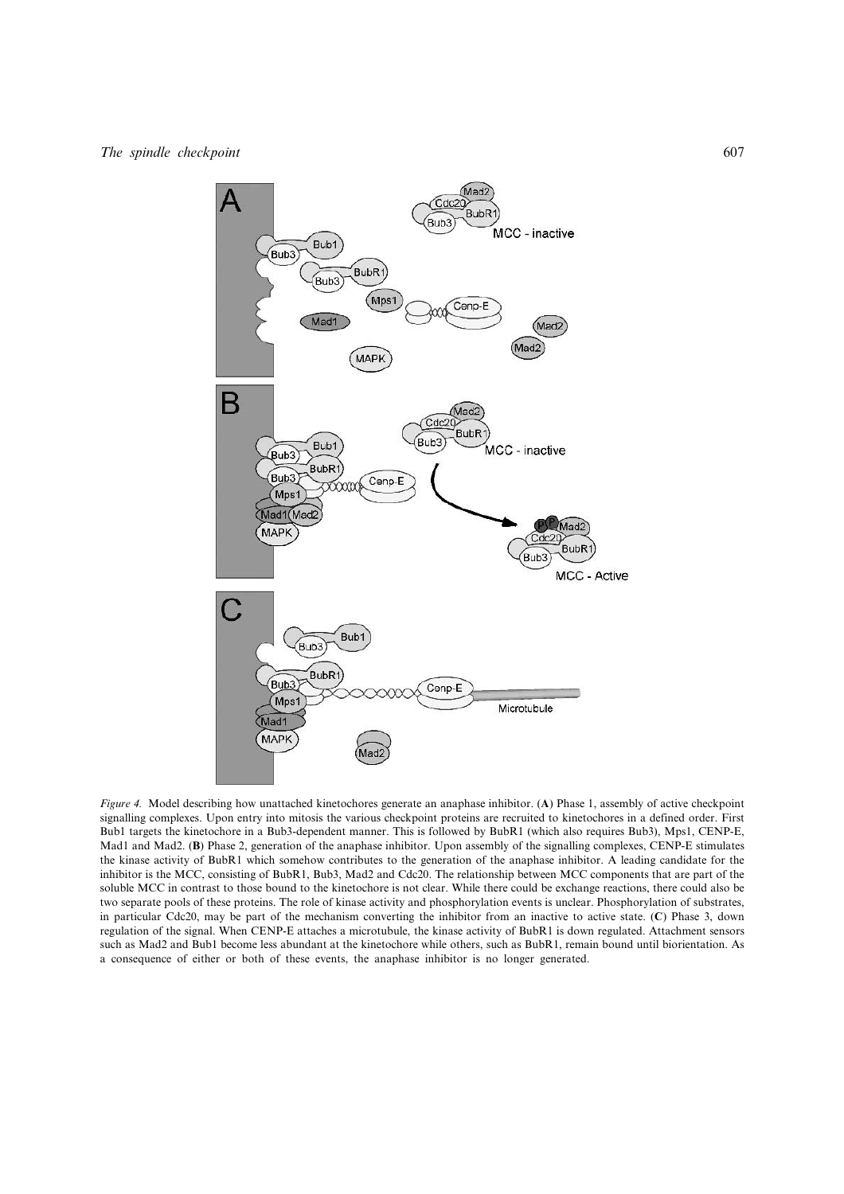*Figure 4.* Model describing how unattached kinetochores generate an anaphase inhibitor. (**A**) Phase 1, assembly of active checkpoint signalling complexes. Upon entry into mitosis the various checkpoint proteins are recruited to kinetochores in a defined order. First Bub1 targets the kinetochore in a Bub3-dependent manner. This is followed by BubR1 (which also requires Bub3), Mps1, CENP-E, Mad1 and Mad2. (**B**) Phase 2, generation of the anaphase inhibitor. Upon assembly of the signalling complexes, CENP-E stimulates the kinase activity of BubR1 which somehow contributes to the generation of the anaphase inhibitor. A leading candidate for the inhibitor is the MCC, consisting of BubR1, Bub3, Mad2 and Cdc20. The relationship between MCC components that are part of the soluble MCC in contrast to those bound to the kinetochore is not clear. While there could be exchange reactions, there could also be two separate pools of these proteins. The role of kinase activity and phosphorylation events is unclear. Phosphorylation of substrates, in particular Cdc20, may be part of the mechanism converting the inhibitor from an inactive to active state. (**C**) Phase 3, down regulation of the signal. When CENP-E attaches a microtubule, the kinase activity of BubR1 is down regulated. Attachment sensors such as Mad2 and Bub1 become less abundant at the kinetochore while others, such as BubR1, remain bound until biorientation. As a consequence of either or both of these events, the anaphase inhibitor is no longer generated.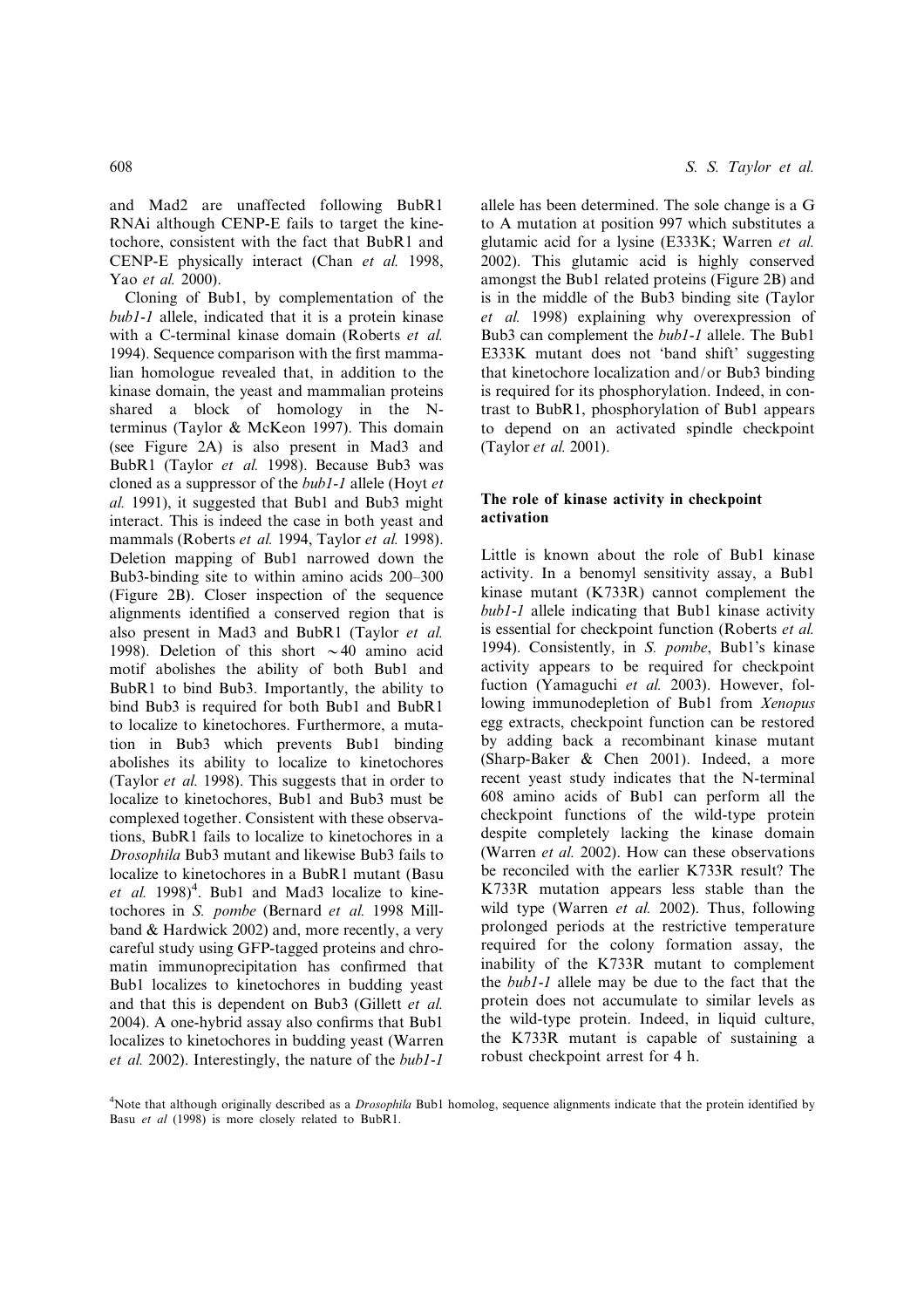and Mad2 are unaffected following BubR1 RNAi although CENP-E fails to target the kinetochore, consistent with the fact that BubR1 and CENP-E physically interact (Chan *et al.* 1998, Yao *et al.* 2000).

Cloning of Bub1, by complementation of the *bub1-1* allele, indicated that it is a protein kinase with a C-terminal kinase domain (Roberts *et al.* 1994). Sequence comparison with the first mammalian homologue revealed that, in addition to the kinase domain, the yeast and mammalian proteins shared a block of homology in the N-terminus (Taylor & McKeon 1997). This domain (see Figure 2A) is also present in Mad3 and BubR1 (Taylor *et al.* 1998). Because Bub3 was cloned as a suppressor of the *bub1-1* allele (Hoyt *et al.* 1991), it suggested that Bub1 and Bub3 might interact. This is indeed the case in both yeast and mammals (Roberts *et al.* 1994, Taylor *et al.* 1998). Deletion mapping of Bub1 narrowed down the Bub3-binding site to within amino acids 200–300 (Figure 2B). Closer inspection of the sequence alignments identified a conserved region that is also present in Mad3 and BubR1 (Taylor *et al.* 1998). Deletion of this short ~40 amino acid motif abolishes the ability of both Bub1 and BubR1 to bind Bub3. Importantly, the ability to bind Bub3 is required for both Bub1 and BubR1 to localize to kinetochores. Furthermore, a mutation in Bub3 which prevents Bub1 binding abolishes its ability to localize to kinetochores (Taylor *et al.* 1998). This suggests that in order to localize to kinetochores, Bub1 and Bub3 must be complexed together. Consistent with these observations, BubR1 fails to localize to kinetochores in a *Drosophila* Bub3 mutant and likewise Bub3 fails to localize to kinetochores in a BubR1 mutant (Basu *et al.* 1998)[4]. Bub1 and Mad3 localize to kinetochores in *S. pombe* (Bernard *et al.* 1998 Millband & Hardwick 2002) and, more recently, a very careful study using GFP-tagged proteins and chromatin immunoprecipitation has confirmed that Bub1 localizes to kinetochores in budding yeast and that this is dependent on Bub3 (Gillett *et al.* 2004). A one-hybrid assay also confirms that Bub1 localizes to kinetochores in budding yeast (Warren *et al.* 2002). Interestingly, the nature of the *bub1-1* allele has been determined. The sole change is a G to A mutation at position 997 which substitutes a glutamic acid for a lysine (E333K; Warren *et al.* 2002). This glutamic acid is highly conserved amongst the Bub1 related proteins (Figure 2B) and is in the middle of the Bub3 binding site (Taylor *et al.* 1998) explaining why overexpression of Bub3 can complement the *bub1-1* allele. The Bub1 E333K mutant does not 'band shift' suggesting that kinetochore localization and/or Bub3 binding is required for its phosphorylation. Indeed, in contrast to BubR1, phosphorylation of Bub1 appears to depend on an activated spindle checkpoint (Taylor *et al.* 2001).

## The role of kinase activity in checkpoint activation

Little is known about the role of Bub1 kinase activity. In a benomyl sensitivity assay, a Bub1 kinase mutant (K733R) cannot complement the *bub1-1* allele indicating that Bub1 kinase activity is essential for checkpoint function (Roberts *et al.* 1994). Consistently, in *S. pombe*, Bub1's kinase activity appears to be required for checkpoint fuction (Yamaguchi *et al.* 2003). However, following immunodepletion of Bub1 from *Xenopus* egg extracts, checkpoint function can be restored by adding back a recombinant kinase mutant (Sharp-Baker & Chen 2001). Indeed, a more recent yeast study indicates that the N-terminal 608 amino acids of Bub1 can perform all the checkpoint functions of the wild-type protein despite completely lacking the kinase domain (Warren *et al.* 2002). How can these observations be reconciled with the earlier K733R result? The K733R mutation appears less stable than the wild type (Warren *et al.* 2002). Thus, following prolonged periods at the restrictive temperature required for the colony formation assay, the inability of the K733R mutant to complement the *bub1-1* allele may be due to the fact that the protein does not accumulate to similar levels as the wild-type protein. Indeed, in liquid culture, the K733R mutant is capable of sustaining a robust checkpoint arrest for 4 h.

[4]Note that although originally described as a *Drosophila* Bub1 homolog, sequence alignments indicate that the protein identified by Basu *et al* (1998) is more closely related to BubR1.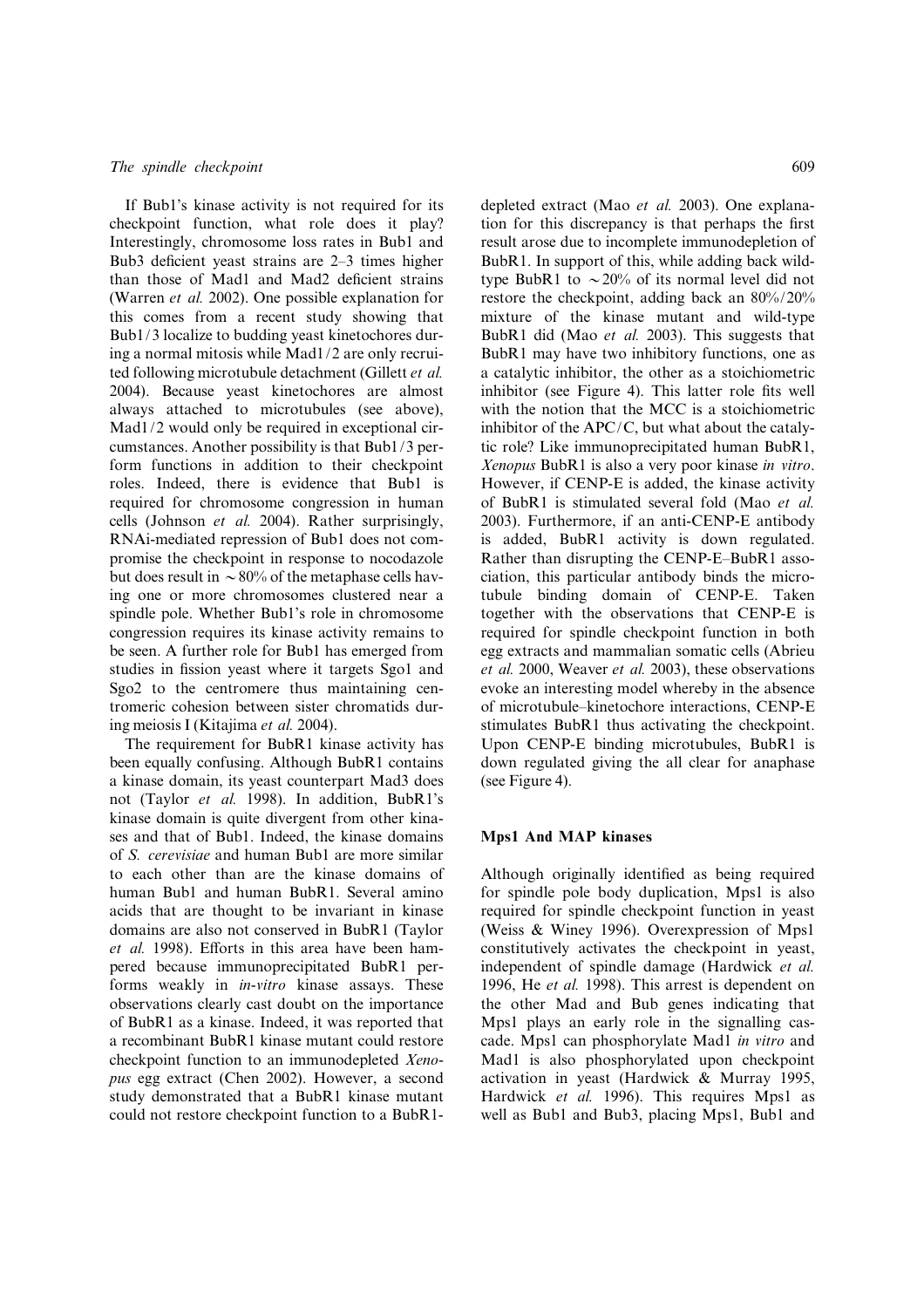If Bub1's kinase activity is not required for its checkpoint function, what role does it play? Interestingly, chromosome loss rates in Bub1 and Bub3 deficient yeast strains are 2–3 times higher than those of Mad1 and Mad2 deficient strains (Warren *et al.* 2002). One possible explanation for this comes from a recent study showing that Bub1/3 localize to budding yeast kinetochores during a normal mitosis while Mad1/2 are only recruited following microtubule detachment (Gillett *et al.* 2004). Because yeast kinetochores are almost always attached to microtubules (see above), Mad1/2 would only be required in exceptional circumstances. Another possibility is that Bub1/3 perform functions in addition to their checkpoint roles. Indeed, there is evidence that Bub1 is required for chromosome congression in human cells (Johnson *et al.* 2004). Rather surprisingly, RNAi-mediated repression of Bub1 does not compromise the checkpoint in response to nocodazole but does result in $\sim$80% of the metaphase cells having one or more chromosomes clustered near a spindle pole. Whether Bub1's role in chromosome congression requires its kinase activity remains to be seen. A further role for Bub1 has emerged from studies in fission yeast where it targets Sgo1 and Sgo2 to the centromere thus maintaining centromeric cohesion between sister chromatids during meiosis I (Kitajima *et al.* 2004).

The requirement for BubR1 kinase activity has been equally confusing. Although BubR1 contains a kinase domain, its yeast counterpart Mad3 does not (Taylor *et al.* 1998). In addition, BubR1's kinase domain is quite divergent from other kinases and that of Bub1. Indeed, the kinase domains of *S. cerevisiae* and human Bub1 are more similar to each other than are the kinase domains of human Bub1 and human BubR1. Several amino acids that are thought to be invariant in kinase domains are also not conserved in BubR1 (Taylor *et al.* 1998). Efforts in this area have been hampered because immunoprecipitated BubR1 performs weakly in *in-vitro* kinase assays. These observations clearly cast doubt on the importance of BubR1 as a kinase. Indeed, it was reported that a recombinant BubR1 kinase mutant could restore checkpoint function to an immunodepleted *Xenopus* egg extract (Chen 2002). However, a second study demonstrated that a BubR1 kinase mutant could not restore checkpoint function to a BubR1-depleted extract (Mao *et al.* 2003). One explanation for this discrepancy is that perhaps the first result arose due to incomplete immunodepletion of BubR1. In support of this, while adding back wild-type BubR1 to $\sim$20% of its normal level did not restore the checkpoint, adding back an 80%/20% mixture of the kinase mutant and wild-type BubR1 did (Mao *et al.* 2003). This suggests that BubR1 may have two inhibitory functions, one as a catalytic inhibitor, the other as a stoichiometric inhibitor (see Figure 4). This latter role fits well with the notion that the MCC is a stoichiometric inhibitor of the APC/C, but what about the catalytic role? Like immunoprecipitated human BubR1, *Xenopus* BubR1 is also a very poor kinase *in vitro*. However, if CENP-E is added, the kinase activity of BubR1 is stimulated several fold (Mao *et al.* 2003). Furthermore, if an anti-CENP-E antibody is added, BubR1 activity is down regulated. Rather than disrupting the CENP-E–BubR1 association, this particular antibody binds the microtubule binding domain of CENP-E. Taken together with the observations that CENP-E is required for spindle checkpoint function in both egg extracts and mammalian somatic cells (Abrieu *et al.* 2000, Weaver *et al.* 2003), these observations evoke an interesting model whereby in the absence of microtubule–kinetochore interactions, CENP-E stimulates BubR1 thus activating the checkpoint. Upon CENP-E binding microtubules, BubR1 is down regulated giving the all clear for anaphase (see Figure 4).

## Mps1 And MAP kinases

Although originally identified as being required for spindle pole body duplication, Mps1 is also required for spindle checkpoint function in yeast (Weiss & Winey 1996). Overexpression of Mps1 constitutively activates the checkpoint in yeast, independent of spindle damage (Hardwick *et al.* 1996, He *et al.* 1998). This arrest is dependent on the other Mad and Bub genes indicating that Mps1 plays an early role in the signalling cascade. Mps1 can phosphorylate Mad1 *in vitro* and Mad1 is also phosphorylated upon checkpoint activation in yeast (Hardwick & Murray 1995, Hardwick *et al.* 1996). This requires Mps1 as well as Bub1 and Bub3, placing Mps1, Bub1 and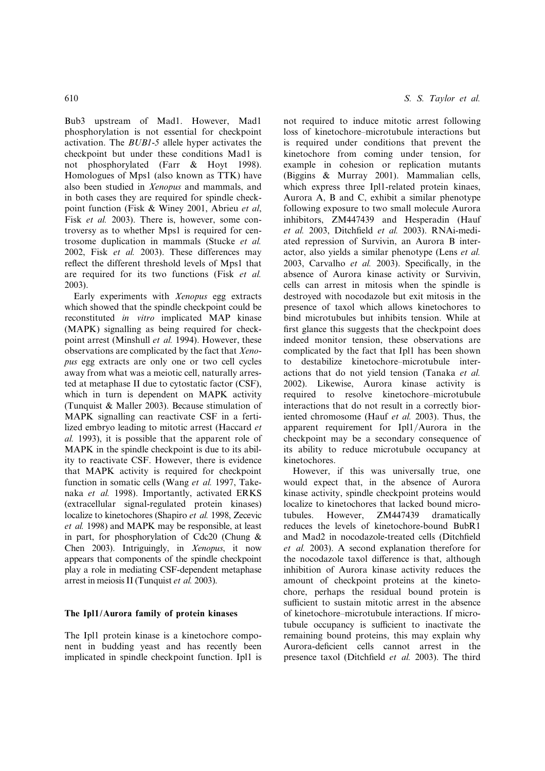Bub3 upstream of Mad1. However, Mad1 phosphorylation is not essential for checkpoint activation. The *BUB1-5* allele hyper activates the checkpoint but under these conditions Mad1 is not phosphorylated (Farr & Hoyt 1998). Homologues of Mps1 (also known as TTK) have also been studied in *Xenopus* and mammals, and in both cases they are required for spindle checkpoint function (Fisk & Winey 2001, Abrieu *et al*, Fisk *et al.* 2003). There is, however, some controversy as to whether Mps1 is required for centrosome duplication in mammals (Stucke *et al.* 2002, Fisk *et al.* 2003). These differences may reflect the different threshold levels of Mps1 that are required for its two functions (Fisk *et al.* 2003).

Early experiments with *Xenopus* egg extracts which showed that the spindle checkpoint could be reconstituted *in vitro* implicated MAP kinase (MAPK) signalling as being required for checkpoint arrest (Minshull *et al.* 1994). However, these observations are complicated by the fact that *Xenopus* egg extracts are only one or two cell cycles away from what was a meiotic cell, naturally arrested at metaphase II due to cytostatic factor (CSF), which in turn is dependent on MAPK activity (Tunquist & Maller 2003). Because stimulation of MAPK signalling can reactivate CSF in a fertilized embryo leading to mitotic arrest (Haccard *et al.* 1993), it is possible that the apparent role of MAPK in the spindle checkpoint is due to its ability to reactivate CSF. However, there is evidence that MAPK activity is required for checkpoint function in somatic cells (Wang *et al.* 1997, Takenaka *et al.* 1998). Importantly, activated ERKS (extracellular signal-regulated protein kinases) localize to kinetochores (Shapiro *et al.* 1998, Zecevic *et al.* 1998) and MAPK may be responsible, at least in part, for phosphorylation of Cdc20 (Chung & Chen 2003). Intriguingly, in *Xenopus*, it now appears that components of the spindle checkpoint play a role in mediating CSF-dependent metaphase arrest in meiosis II (Tunquist *et al.* 2003).

## The Ipl1/Aurora family of protein kinases

The Ipl1 protein kinase is a kinetochore component in budding yeast and has recently been implicated in spindle checkpoint function. Ipl1 is not required to induce mitotic arrest following loss of kinetochore–microtubule interactions but is required under conditions that prevent the kinetochore from coming under tension, for example in cohesion or replication mutants (Biggins & Murray 2001). Mammalian cells, which express three Ipl1-related protein kinaes, Aurora A, B and C, exhibit a similar phenotype following exposure to two small molecule Aurora inhibitors, ZM447439 and Hesperadin (Hauf *et al.* 2003, Ditchfield *et al.* 2003). RNAi-mediated repression of Survivin, an Aurora B interactor, also yields a similar phenotype (Lens *et al.* 2003, Carvalho *et al.* 2003). Specifically, in the absence of Aurora kinase activity or Survivin, cells can arrest in mitosis when the spindle is destroyed with nocodazole but exit mitosis in the presence of taxol which allows kinetochores to bind microtubules but inhibits tension. While at first glance this suggests that the checkpoint does indeed monitor tension, these observations are complicated by the fact that Ipl1 has been shown to destabilize kinetochore–microtubule interactions that do not yield tension (Tanaka *et al.* 2002). Likewise, Aurora kinase activity is required to resolve kinetochore–microtubule interactions that do not result in a correctly bioriented chromosome (Hauf *et al.* 2003). Thus, the apparent requirement for Ipl1/Aurora in the checkpoint may be a secondary consequence of its ability to reduce microtubule occupancy at kinetochores.

However, if this was universally true, one would expect that, in the absence of Aurora kinase activity, spindle checkpoint proteins would localize to kinetochores that lacked bound microtubules. However, ZM447439 dramatically reduces the levels of kinetochore-bound BubR1 and Mad2 in nocodazole-treated cells (Ditchfield *et al.* 2003). A second explanation therefore for the nocodazole taxol difference is that, although inhibition of Aurora kinase activity reduces the amount of checkpoint proteins at the kinetochore, perhaps the residual bound protein is sufficient to sustain mitotic arrest in the absence of kinetochore–microtubule interactions. If microtubule occupancy is sufficient to inactivate the remaining bound proteins, this may explain why Aurora-deficient cells cannot arrest in the presence taxol (Ditchfield *et al.* 2003). The third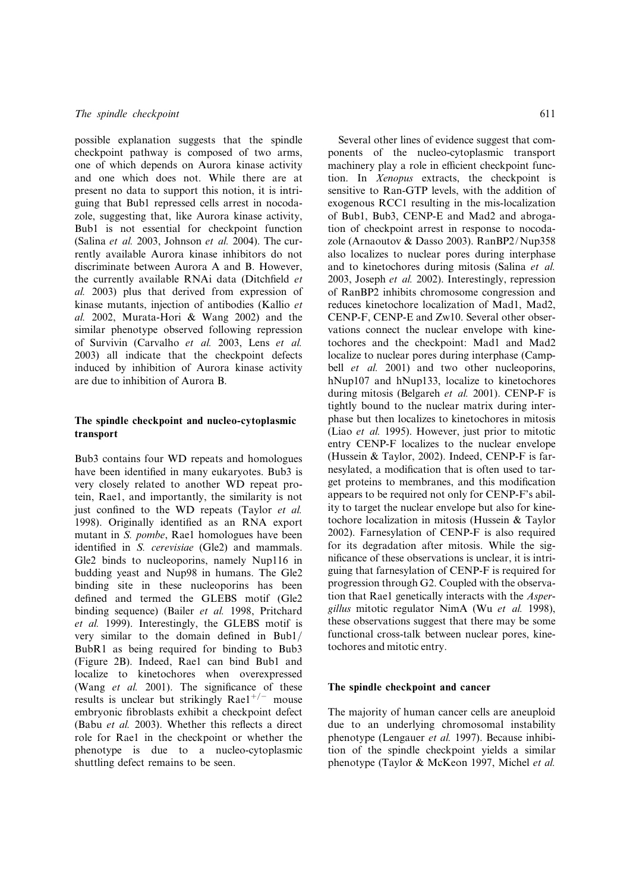possible explanation suggests that the spindle checkpoint pathway is composed of two arms, one of which depends on Aurora kinase activity and one which does not. While there are at present no data to support this notion, it is intriguing that Bub1 repressed cells arrest in nocodazole, suggesting that, like Aurora kinase activity, Bub1 is not essential for checkpoint function (Salina *et al.* 2003, Johnson *et al.* 2004). The currently available Aurora kinase inhibitors do not discriminate between Aurora A and B. However, the currently available RNAi data (Ditchfield *et al.* 2003) plus that derived from expression of kinase mutants, injection of antibodies (Kallio *et al.* 2002, Murata-Hori & Wang 2002) and the similar phenotype observed following repression of Survivin (Carvalho *et al.* 2003, Lens *et al.* 2003) all indicate that the checkpoint defects induced by inhibition of Aurora kinase activity are due to inhibition of Aurora B.

## The spindle checkpoint and nucleo-cytoplasmic transport

Bub3 contains four WD repeats and homologues have been identified in many eukaryotes. Bub3 is very closely related to another WD repeat protein, Rae1, and importantly, the similarity is not just confined to the WD repeats (Taylor *et al.* 1998). Originally identified as an RNA export mutant in *S. pombe*, Rae1 homologues have been identified in *S. cerevisiae* (Gle2) and mammals. Gle2 binds to nucleoporins, namely Nup116 in budding yeast and Nup98 in humans. The Gle2 binding site in these nucleoporins has been defined and termed the GLEBS motif (Gle2 binding sequence) (Bailer *et al.* 1998, Pritchard *et al.* 1999). Interestingly, the GLEBS motif is very similar to the domain defined in Bub1/BubR1 as being required for binding to Bub3 (Figure 2B). Indeed, Rae1 can bind Bub1 and localize to kinetochores when overexpressed (Wang *et al.* 2001). The significance of these results is unclear but strikingly Rae1$^{+/-}$ mouse embryonic fibroblasts exhibit a checkpoint defect (Babu *et al.* 2003). Whether this reflects a direct role for Rae1 in the checkpoint or whether the phenotype is due to a nucleo-cytoplasmic shuttling defect remains to be seen.

Several other lines of evidence suggest that components of the nucleo-cytoplasmic transport machinery play a role in efficient checkpoint function. In *Xenopus* extracts, the checkpoint is sensitive to Ran-GTP levels, with the addition of exogenous RCC1 resulting in the mis-localization of Bub1, Bub3, CENP-E and Mad2 and abrogation of checkpoint arrest in response to nocodazole (Arnaoutov & Dasso 2003). RanBP2/Nup358 also localizes to nuclear pores during interphase and to kinetochores during mitosis (Salina *et al.* 2003, Joseph *et al.* 2002). Interestingly, repression of RanBP2 inhibits chromosome congression and reduces kinetochore localization of Mad1, Mad2, CENP-F, CENP-E and Zw10. Several other observations connect the nuclear envelope with kinetochores and the checkpoint: Mad1 and Mad2 localize to nuclear pores during interphase (Campbell *et al.* 2001) and two other nucleoporins, hNup107 and hNup133, localize to kinetochores during mitosis (Belgareh *et al.* 2001). CENP-F is tightly bound to the nuclear matrix during interphase but then localizes to kinetochores in mitosis (Liao *et al.* 1995). However, just prior to mitotic entry CENP-F localizes to the nuclear envelope (Hussein & Taylor, 2002). Indeed, CENP-F is farnesylated, a modification that is often used to target proteins to membranes, and this modification appears to be required not only for CENP-F's ability to target the nuclear envelope but also for kinetochore localization in mitosis (Hussein & Taylor 2002). Farnesylation of CENP-F is also required for its degradation after mitosis. While the significance of these observations is unclear, it is intriguing that farnesylation of CENP-F is required for progression through G2. Coupled with the observation that Rae1 genetically interacts with the *Aspergillus* mitotic regulator NimA (Wu *et al.* 1998), these observations suggest that there may be some functional cross-talk between nuclear pores, kinetochores and mitotic entry.

## The spindle checkpoint and cancer

The majority of human cancer cells are aneuploid due to an underlying chromosomal instability phenotype (Lengauer *et al.* 1997). Because inhibition of the spindle checkpoint yields a similar phenotype (Taylor & McKeon 1997, Michel *et al.*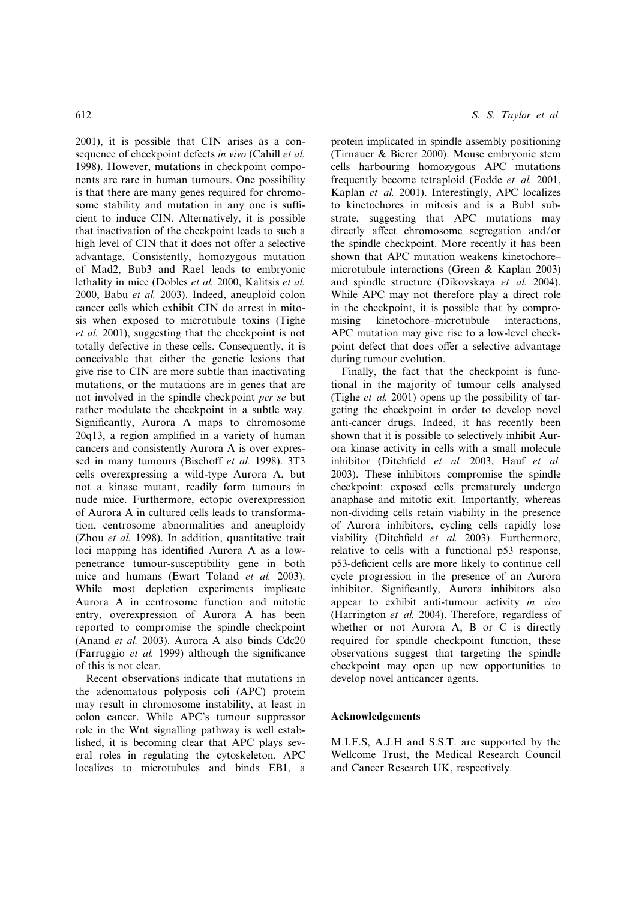2001), it is possible that CIN arises as a consequence of checkpoint defects *in vivo* (Cahill *et al.* 1998). However, mutations in checkpoint components are rare in human tumours. One possibility is that there are many genes required for chromosome stability and mutation in any one is sufficient to induce CIN. Alternatively, it is possible that inactivation of the checkpoint leads to such a high level of CIN that it does not offer a selective advantage. Consistently, homozygous mutation of Mad2, Bub3 and Rae1 leads to embryonic lethality in mice (Dobles *et al.* 2000, Kalitsis *et al.* 2000, Babu *et al.* 2003). Indeed, aneuploid colon cancer cells which exhibit CIN do arrest in mitosis when exposed to microtubule toxins (Tighe *et al.* 2001), suggesting that the checkpoint is not totally defective in these cells. Consequently, it is conceivable that either the genetic lesions that give rise to CIN are more subtle than inactivating mutations, or the mutations are in genes that are not involved in the spindle checkpoint *per se* but rather modulate the checkpoint in a subtle way. Significantly, Aurora A maps to chromosome 20q13, a region amplified in a variety of human cancers and consistently Aurora A is over expressed in many tumours (Bischoff *et al.* 1998). 3T3 cells overexpressing a wild-type Aurora A, but not a kinase mutant, readily form tumours in nude mice. Furthermore, ectopic overexpression of Aurora A in cultured cells leads to transformation, centrosome abnormalities and aneuploidy (Zhou *et al.* 1998). In addition, quantitative trait loci mapping has identified Aurora A as a low-penetrance tumour-susceptibility gene in both mice and humans (Ewart Toland *et al.* 2003). While most depletion experiments implicate Aurora A in centrosome function and mitotic entry, overexpression of Aurora A has been reported to compromise the spindle checkpoint (Anand *et al.* 2003). Aurora A also binds Cdc20 (Farruggio *et al.* 1999) although the significance of this is not clear.

Recent observations indicate that mutations in the adenomatous polyposis coli (APC) protein may result in chromosome instability, at least in colon cancer. While APC's tumour suppressor role in the Wnt signalling pathway is well established, it is becoming clear that APC plays several roles in regulating the cytoskeleton. APC localizes to microtubules and binds EB1, a protein implicated in spindle assembly positioning (Tirnauer & Bierer 2000). Mouse embryonic stem cells harbouring homozygous APC mutations frequently become tetraploid (Fodde *et al.* 2001, Kaplan *et al.* 2001). Interestingly, APC localizes to kinetochores in mitosis and is a Bub1 substrate, suggesting that APC mutations may directly affect chromosome segregation and/or the spindle checkpoint. More recently it has been shown that APC mutation weakens kinetochore–microtubule interactions (Green & Kaplan 2003) and spindle structure (Dikovskaya *et al.* 2004). While APC may not therefore play a direct role in the checkpoint, it is possible that by compromising kinetochore–microtubule interactions, APC mutation may give rise to a low-level checkpoint defect that does offer a selective advantage during tumour evolution.

Finally, the fact that the checkpoint is functional in the majority of tumour cells analysed (Tighe *et al.* 2001) opens up the possibility of targeting the checkpoint in order to develop novel anti-cancer drugs. Indeed, it has recently been shown that it is possible to selectively inhibit Aurora kinase activity in cells with a small molecule inhibitor (Ditchfield *et al.* 2003, Hauf *et al.* 2003). These inhibitors compromise the spindle checkpoint: exposed cells prematurely undergo anaphase and mitotic exit. Importantly, whereas non-dividing cells retain viability in the presence of Aurora inhibitors, cycling cells rapidly lose viability (Ditchfield *et al.* 2003). Furthermore, relative to cells with a functional p53 response, p53-deficient cells are more likely to continue cell cycle progression in the presence of an Aurora inhibitor. Significantly, Aurora inhibitors also appear to exhibit anti-tumour activity *in vivo* (Harrington *et al.* 2004). Therefore, regardless of whether or not Aurora A, B or C is directly required for spindle checkpoint function, these observations suggest that targeting the spindle checkpoint may open up new opportunities to develop novel anticancer agents.

## Acknowledgements

M.I.F.S, A.J.H and S.S.T. are supported by the Wellcome Trust, the Medical Research Council and Cancer Research UK, respectively.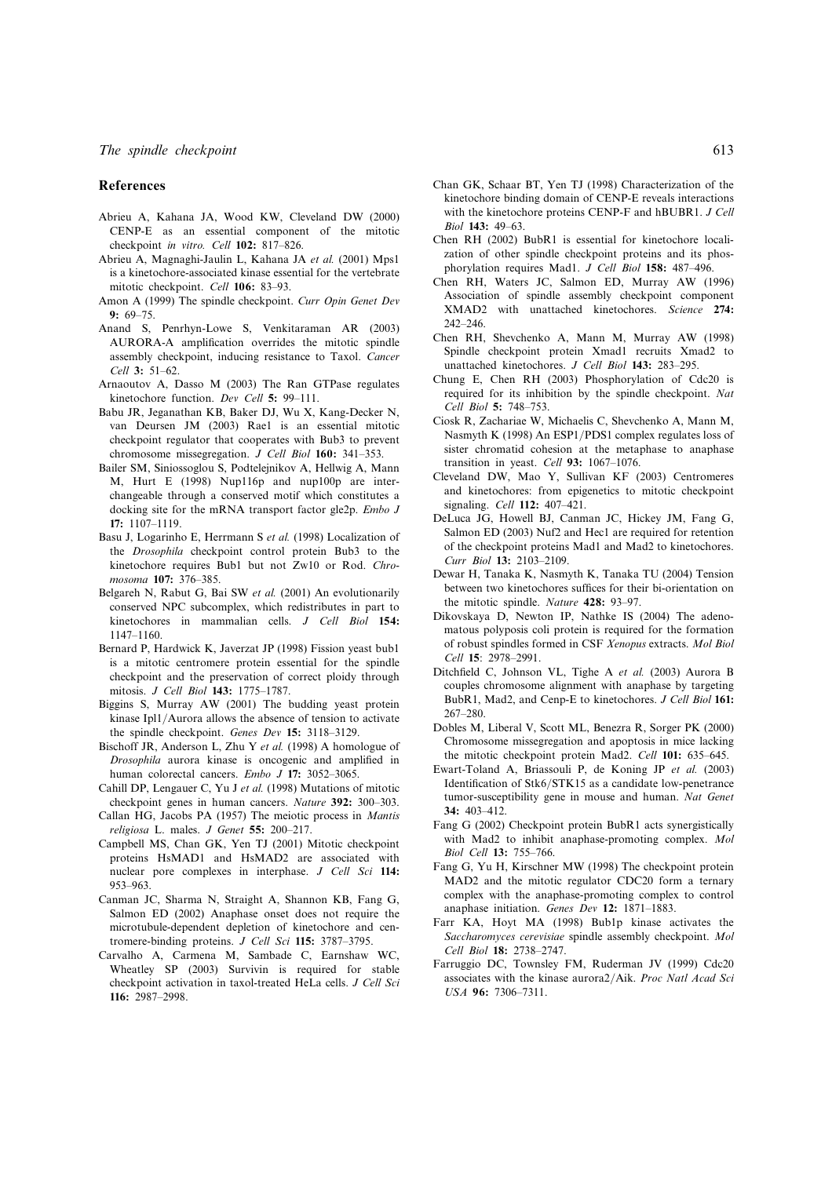## References

Abrieu A, Kahana JA, Wood KW, Cleveland DW (2000) CENP-E as an essential component of the mitotic checkpoint *in vitro*. *Cell* **102:** 817–826.

Abrieu A, Magnaghi-Jaulin L, Kahana JA *et al.* (2001) Mps1 is a kinetochore-associated kinase essential for the vertebrate mitotic checkpoint. *Cell* **106:** 83–93.

Amon A (1999) The spindle checkpoint. *Curr Opin Genet Dev* **9:** 69–75.

Anand S, Penrhyn-Lowe S, Venkitaraman AR (2003) AURORA-A amplification overrides the mitotic spindle assembly checkpoint, inducing resistance to Taxol. *Cancer Cell* **3:** 51–62.

Arnaoutov A, Dasso M (2003) The Ran GTPase regulates kinetochore function. *Dev Cell* **5:** 99–111.

Babu JR, Jeganathan KB, Baker DJ, Wu X, Kang-Decker N, van Deursen JM (2003) Rae1 is an essential mitotic checkpoint regulator that cooperates with Bub3 to prevent chromosome missegregation. *J Cell Biol* **160:** 341–353.

Bailer SM, Siniossoglou S, Podtelejnikov A, Hellwig A, Mann M, Hurt E (1998) Nup116p and nup100p are interchangeable through a conserved motif which constitutes a docking site for the mRNA transport factor gle2p. *Embo J* **17:** 1107–1119.

Basu J, Logarinho E, Herrmann S *et al.* (1998) Localization of the *Drosophila* checkpoint control protein Bub3 to the kinetochore requires Bub1 but not Zw10 or Rod. *Chromosoma* **107:** 376–385.

Belgareh N, Rabut G, Bai SW *et al.* (2001) An evolutionarily conserved NPC subcomplex, which redistributes in part to kinetochores in mammalian cells. *J Cell Biol* **154:** 1147–1160.

Bernard P, Hardwick K, Javerzat JP (1998) Fission yeast bub1 is a mitotic centromere protein essential for the spindle checkpoint and the preservation of correct ploidy through mitosis. *J Cell Biol* **143:** 1775–1787.

Biggins S, Murray AW (2001) The budding yeast protein kinase Ipl1/Aurora allows the absence of tension to activate the spindle checkpoint. *Genes Dev* **15:** 3118–3129.

Bischoff JR, Anderson L, Zhu Y *et al.* (1998) A homologue of *Drosophila* aurora kinase is oncogenic and amplified in human colorectal cancers. *Embo J* **17:** 3052–3065.

Cahill DP, Lengauer C, Yu J *et al.* (1998) Mutations of mitotic checkpoint genes in human cancers. *Nature* **392:** 300–303.

Callan HG, Jacobs PA (1957) The meiotic process in *Mantis religiosa* L. males. *J Genet* **55:** 200–217.

Campbell MS, Chan GK, Yen TJ (2001) Mitotic checkpoint proteins HsMAD1 and HsMAD2 are associated with nuclear pore complexes in interphase. *J Cell Sci* **114:** 953–963.

Canman JC, Sharma N, Straight A, Shannon KB, Fang G, Salmon ED (2002) Anaphase onset does not require the microtubule-dependent depletion of kinetochore and centromere-binding proteins. *J Cell Sci* **115:** 3787–3795.

Carvalho A, Carmena M, Sambade C, Earnshaw WC, Wheatley SP (2003) Survivin is required for stable checkpoint activation in taxol-treated HeLa cells. *J Cell Sci* **116:** 2987–2998.

Chan GK, Schaar BT, Yen TJ (1998) Characterization of the kinetochore binding domain of CENP-E reveals interactions with the kinetochore proteins CENP-F and hBUBR1. *J Cell Biol* **143:** 49–63.

Chen RH (2002) BubR1 is essential for kinetochore localization of other spindle checkpoint proteins and its phosphorylation requires Mad1. *J Cell Biol* **158:** 487–496.

Chen RH, Waters JC, Salmon ED, Murray AW (1996) Association of spindle assembly checkpoint component XMAD2 with unattached kinetochores. *Science* **274:** 242–246.

Chen RH, Shevchenko A, Mann M, Murray AW (1998) Spindle checkpoint protein Xmad1 recruits Xmad2 to unattached kinetochores. *J Cell Biol* **143:** 283–295.

Chung E, Chen RH (2003) Phosphorylation of Cdc20 is required for its inhibition by the spindle checkpoint. *Nat Cell Biol* **5:** 748–753.

Ciosk R, Zachariae W, Michaelis C, Shevchenko A, Mann M, Nasmyth K (1998) An ESP1/PDS1 complex regulates loss of sister chromatid cohesion at the metaphase to anaphase transition in yeast. *Cell* **93:** 1067–1076.

Cleveland DW, Mao Y, Sullivan KF (2003) Centromeres and kinetochores: from epigenetics to mitotic checkpoint signaling. *Cell* **112:** 407–421.

DeLuca JG, Howell BJ, Canman JC, Hickey JM, Fang G, Salmon ED (2003) Nuf2 and Hec1 are required for retention of the checkpoint proteins Mad1 and Mad2 to kinetochores. *Curr Biol* **13:** 2103–2109.

Dewar H, Tanaka K, Nasmyth K, Tanaka TU (2004) Tension between two kinetochores suffices for their bi-orientation on the mitotic spindle. *Nature* **428:** 93–97.

Dikovskaya D, Newton IP, Nathke IS (2004) The adenomatous polyposis coli protein is required for the formation of robust spindles formed in CSF *Xenopus* extracts. *Mol Biol Cell* **15**: 2978–2991.

Ditchfield C, Johnson VL, Tighe A *et al.* (2003) Aurora B couples chromosome alignment with anaphase by targeting BubR1, Mad2, and Cenp-E to kinetochores. *J Cell Biol* **161:** 267–280.

Dobles M, Liberal V, Scott ML, Benezra R, Sorger PK (2000) Chromosome missegregation and apoptosis in mice lacking the mitotic checkpoint protein Mad2. *Cell* **101:** 635–645.

Ewart-Toland A, Briassouli P, de Koning JP *et al.* (2003) Identification of Stk6/STK15 as a candidate low-penetrance tumor-susceptibility gene in mouse and human. *Nat Genet* **34:** 403–412.

Fang G (2002) Checkpoint protein BubR1 acts synergistically with Mad2 to inhibit anaphase-promoting complex. *Mol Biol Cell* **13:** 755–766.

Fang G, Yu H, Kirschner MW (1998) The checkpoint protein MAD2 and the mitotic regulator CDC20 form a ternary complex with the anaphase-promoting complex to control anaphase initiation. *Genes Dev* **12:** 1871–1883.

Farr KA, Hoyt MA (1998) Bub1p kinase activates the *Saccharomyces cerevisiae* spindle assembly checkpoint. *Mol Cell Biol* **18:** 2738–2747.

Farruggio DC, Townsley FM, Ruderman JV (1999) Cdc20 associates with the kinase aurora2/Aik. *Proc Natl Acad Sci USA* **96:** 7306–7311.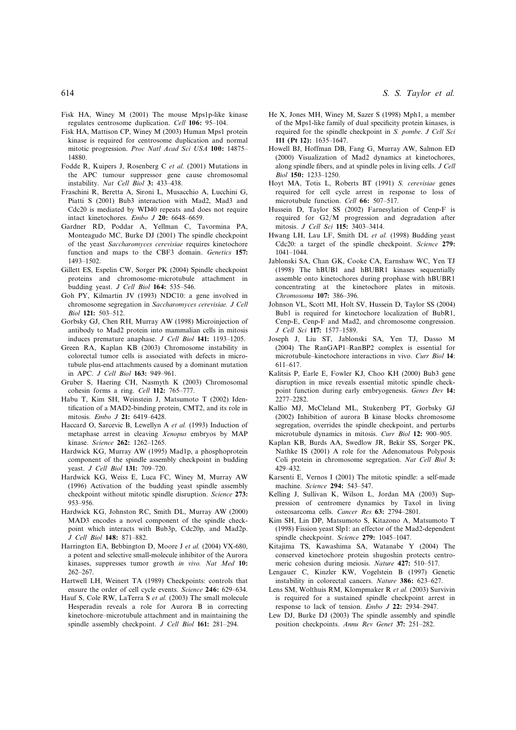Fisk HA, Winey M (2001) The mouse Mps1p-like kinase regulates centrosome duplication. *Cell* **106:** 95–104.

Fisk HA, Mattison CP, Winey M (2003) Human Mps1 protein kinase is required for centrosome duplication and normal mitotic progression. *Proc Natl Acad Sci USA* **100:** 14875–14880.

Fodde R, Kuipers J, Rosenberg C *et al.* (2001) Mutations in the APC tumour suppressor gene cause chromosomal instability. *Nat Cell Biol* **3:** 433–438.

Fraschini R, Beretta A, Sironi L, Musacchio A, Lucchini G, Piatti S (2001) Bub3 interaction with Mad2, Mad3 and Cdc20 is mediated by WD40 repeats and does not require intact kinetochores. *Embo J* **20:** 6648–6659.

Gardner RD, Poddar A, Yellman C, Tavormina PA, Monteagudo MC, Burke DJ (2001) The spindle checkpoint of the yeast *Saccharomyces cerevisiae* requires kinetochore function and maps to the CBF3 domain. *Genetics* **157:** 1493–1502.

Gillett ES, Espelin CW, Sorger PK (2004) Spindle checkpoint proteins and chromosome–microtubule attachment in budding yeast. *J Cell Biol* **164:** 535–546.

Goh PY, Kilmartin JV (1993) NDC10: a gene involved in chromosome segregation in *Saccharomyces cerevisiae. J Cell Biol* **121:** 503–512.

Gorbsky GJ, Chen RH, Murray AW (1998) Microinjection of antibody to Mad2 protein into mammalian cells in mitosis induces premature anaphase. *J Cell Biol* **141:** 1193–1205.

Green RA, Kaplan KB (2003) Chromosome instability in colorectal tumor cells is associated with defects in microtubule plus-end attachments caused by a dominant mutation in APC. *J Cell Biol* **163:** 949–961.

Gruber S, Haering CH, Nasmyth K (2003) Chromosomal cohesin forms a ring. *Cell* **112:** 765–777.

Habu T, Kim SH, Weinstein J, Matsumoto T (2002) Identification of a MAD2-binding protein, CMT2, and its role in mitosis. *Embo J* **21:** 6419–6428.

Haccard O, Sarcevic B, Lewellyn A *et al.* (1993) Induction of metaphase arrest in cleaving *Xenopus* embryos by MAP kinase. *Science* **262:** 1262–1265.

Hardwick KG, Murray AW (1995) Mad1p, a phosphoprotein component of the spindle assembly checkpoint in budding yeast. *J Cell Biol* **131:** 709–720.

Hardwick KG, Weiss E, Luca FC, Winey M, Murray AW (1996) Activation of the budding yeast spindle assembly checkpoint without mitotic spindle disruption. *Science* **273:** 953–956.

Hardwick KG, Johnston RC, Smith DL, Murray AW (2000) MAD3 encodes a novel component of the spindle checkpoint which interacts with Bub3p, Cdc20p, and Mad2p. *J Cell Biol* **148:** 871–882.

Harrington EA, Bebbington D, Moore J *et al.* (2004) VX-680, a potent and selective small-molecule inhibitor of the Aurora kinases, suppresses tumor growth *in vivo. Nat Med* **10:** 262–267.

Hartwell LH, Weinert TA (1989) Checkpoints: controls that ensure the order of cell cycle events. *Science* **246:** 629–634.

Hauf S, Cole RW, LaTerra S *et al.* (2003) The small molecule Hesperadin reveals a role for Aurora B in correcting kinetochore–microtubule attachment and in maintaining the spindle assembly checkpoint. *J Cell Biol* **161:** 281–294.

He X, Jones MH, Winey M, Sazer S (1998) Mph1, a member of the Mps1-like family of dual specificity protein kinases, is required for the spindle checkpoint in *S. pombe*. *J Cell Sci* **111 (Pt 12):** 1635–1647.

Howell BJ, Hoffman DB, Fang G, Murray AW, Salmon ED (2000) Visualization of Mad2 dynamics at kinetochores, along spindle fibers, and at spindle poles in living cells. *J Cell Biol* **150:** 1233–1250.

Hoyt MA, Totis L, Roberts BT (1991) *S. cerevisiae* genes required for cell cycle arrest in response to loss of microtubule function. *Cell* **66:** 507–517.

Hussein D, Taylor SS (2002) Farnesylation of Cenp-F is required for G2/M progression and degradation after mitosis. *J Cell Sci* **115:** 3403–3414.

Hwang LH, Lau LF, Smith DL *et al.* (1998) Budding yeast Cdc20: a target of the spindle checkpoint. *Science* **279:** 1041–1044.

Jablonski SA, Chan GK, Cooke CA, Earnshaw WC, Yen TJ (1998) The hBUB1 and hBUBR1 kinases sequentially assemble onto kinetochores during prophase with hBUBR1 concentrating at the kinetochore plates in mitosis. *Chromosoma* **107:** 386–396.

Johnson VL, Scott MI, Holt SV, Hussein D, Taylor SS (2004) Bub1 is required for kinetochore localization of BubR1, Cenp-E, Cenp-F and Mad2, and chromosome congression. *J Cell Sci* **117:** 1577–1589.

Joseph J, Liu ST, Jablonski SA, Yen TJ, Dasso M (2004) The RanGAP1–RanBP2 complex is essential for microtubule–kinetochore interactions in vivo. *Curr Biol* **14**: 611–617.

Kalitsis P, Earle E, Fowler KJ, Choo KH (2000) Bub3 gene disruption in mice reveals essential mitotic spindle checkpoint function during early embryogenesis. *Genes Dev* **14:** 2277–2282.

Kallio MJ, McCleland ML, Stukenberg PT, Gorbsky GJ (2002) Inhibition of aurora B kinase blocks chromosome segregation, overrides the spindle checkpoint, and perturbs microtubule dynamics in mitosis. *Curr Biol* **12:** 900–905.

Kaplan KB, Burds AA, Swedlow JR, Bekir SS, Sorger PK, Nathke IS (2001) A role for the Adenomatous Polyposis Coli protein in chromosome segregation. *Nat Cell Biol* **3:** 429–432.

Karsenti E, Vernos I (2001) The mitotic spindle: a self-made machine. *Science* **294:** 543–547.

Kelling J, Sullivan K, Wilson L, Jordan MA (2003) Suppression of centromere dynamics by Taxol in living osteosarcoma cells. *Cancer Res* **63:** 2794–2801.

Kim SH, Lin DP, Matsumoto S, Kitazono A, Matsumoto T (1998) Fission yeast Slp1: an effector of the Mad2-dependent spindle checkpoint. *Science* **279:** 1045–1047.

Kitajima TS, Kawashima SA, Watanabe Y (2004) The conserved kinetochore protein shugoshin protects centromeric cohesion during meiosis. *Nature* **427:** 510–517.

Lengauer C, Kinzler KW, Vogelstein B (1997) Genetic instability in colorectal cancers. *Nature* **386:** 623–627.

Lens SM, Wolthuis RM, Klompmaker R *et al.* (2003) Survivin is required for a sustained spindle checkpoint arrest in response to lack of tension. *Embo J* **22:** 2934–2947.

Lew DJ, Burke DJ (2003) The spindle assembly and spindle position checkpoints. *Annu Rev Genet* **37:** 251–282.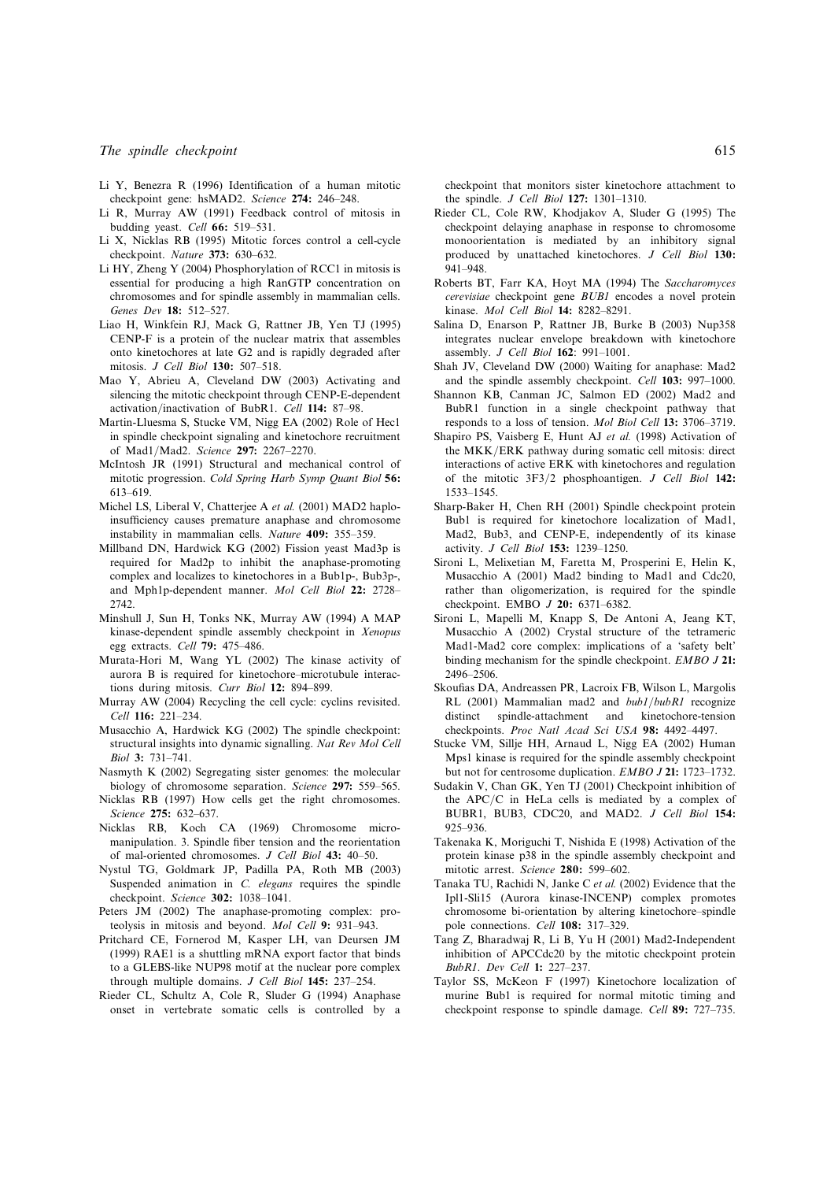Li Y, Benezra R (1996) Identification of a human mitotic checkpoint gene: hsMAD2. *Science* **274:** 246–248.

Li R, Murray AW (1991) Feedback control of mitosis in budding yeast. *Cell* **66:** 519–531.

Li X, Nicklas RB (1995) Mitotic forces control a cell-cycle checkpoint. *Nature* **373:** 630–632.

Li HY, Zheng Y (2004) Phosphorylation of RCC1 in mitosis is essential for producing a high RanGTP concentration on chromosomes and for spindle assembly in mammalian cells. *Genes Dev* **18:** 512–527.

Liao H, Winkfein RJ, Mack G, Rattner JB, Yen TJ (1995) CENP-F is a protein of the nuclear matrix that assembles onto kinetochores at late G2 and is rapidly degraded after mitosis. *J Cell Biol* **130:** 507–518.

Mao Y, Abrieu A, Cleveland DW (2003) Activating and silencing the mitotic checkpoint through CENP-E-dependent activation/inactivation of BubR1. *Cell* **114:** 87–98.

Martin-Lluesma S, Stucke VM, Nigg EA (2002) Role of Hec1 in spindle checkpoint signaling and kinetochore recruitment of Mad1/Mad2. *Science* **297:** 2267–2270.

McIntosh JR (1991) Structural and mechanical control of mitotic progression. *Cold Spring Harb Symp Quant Biol* **56:** 613–619.

Michel LS, Liberal V, Chatterjee A *et al.* (2001) MAD2 haplo-insufficiency causes premature anaphase and chromosome instability in mammalian cells. *Nature* **409:** 355–359.

Millband DN, Hardwick KG (2002) Fission yeast Mad3p is required for Mad2p to inhibit the anaphase-promoting complex and localizes to kinetochores in a Bub1p-, Bub3p-, and Mph1p-dependent manner. *Mol Cell Biol* **22:** 2728–2742.

Minshull J, Sun H, Tonks NK, Murray AW (1994) A MAP kinase-dependent spindle assembly checkpoint in *Xenopus* egg extracts. *Cell* **79:** 475–486.

Murata-Hori M, Wang YL (2002) The kinase activity of aurora B is required for kinetochore–microtubule interactions during mitosis. *Curr Biol* **12:** 894–899.

Murray AW (2004) Recycling the cell cycle: cyclins revisited. *Cell* **116:** 221–234.

Musacchio A, Hardwick KG (2002) The spindle checkpoint: structural insights into dynamic signalling. *Nat Rev Mol Cell Biol* **3:** 731–741.

Nasmyth K (2002) Segregating sister genomes: the molecular biology of chromosome separation. *Science* **297:** 559–565.

Nicklas RB (1997) How cells get the right chromosomes. *Science* **275:** 632–637.

Nicklas RB, Koch CA (1969) Chromosome micromanipulation. 3. Spindle fiber tension and the reorientation of mal-oriented chromosomes. *J Cell Biol* **43:** 40–50.

Nystul TG, Goldmark JP, Padilla PA, Roth MB (2003) Suspended animation in *C. elegans* requires the spindle checkpoint. *Science* **302:** 1038–1041.

Peters JM (2002) The anaphase-promoting complex: proteolysis in mitosis and beyond. *Mol Cell* **9:** 931–943.

Pritchard CE, Fornerod M, Kasper LH, van Deursen JM (1999) RAE1 is a shuttling mRNA export factor that binds to a GLEBS-like NUP98 motif at the nuclear pore complex through multiple domains. *J Cell Biol* **145:** 237–254.

Rieder CL, Schultz A, Cole R, Sluder G (1994) Anaphase onset in vertebrate somatic cells is controlled by a checkpoint that monitors sister kinetochore attachment to the spindle. *J Cell Biol* **127:** 1301–1310.

Rieder CL, Cole RW, Khodjakov A, Sluder G (1995) The checkpoint delaying anaphase in response to chromosome monoorientation is mediated by an inhibitory signal produced by unattached kinetochores. *J Cell Biol* **130:** 941–948.

Roberts BT, Farr KA, Hoyt MA (1994) The *Saccharomyces cerevisiae* checkpoint gene *BUB1* encodes a novel protein kinase. *Mol Cell Biol* **14:** 8282–8291.

Salina D, Enarson P, Rattner JB, Burke B (2003) Nup358 integrates nuclear envelope breakdown with kinetochore assembly. *J Cell Biol* **162**: 991–1001.

Shah JV, Cleveland DW (2000) Waiting for anaphase: Mad2 and the spindle assembly checkpoint. *Cell* **103:** 997–1000.

Shannon KB, Canman JC, Salmon ED (2002) Mad2 and BubR1 function in a single checkpoint pathway that responds to a loss of tension. *Mol Biol Cell* **13:** 3706–3719.

Shapiro PS, Vaisberg E, Hunt AJ *et al.* (1998) Activation of the MKK/ERK pathway during somatic cell mitosis: direct interactions of active ERK with kinetochores and regulation of the mitotic 3F3/2 phosphoantigen. *J Cell Biol* **142:** 1533–1545.

Sharp-Baker H, Chen RH (2001) Spindle checkpoint protein Bub1 is required for kinetochore localization of Mad1, Mad2, Bub3, and CENP-E, independently of its kinase activity. *J Cell Biol* **153:** 1239–1250.

Sironi L, Melixetian M, Faretta M, Prosperini E, Helin K, Musacchio A (2001) Mad2 binding to Mad1 and Cdc20, rather than oligomerization, is required for the spindle checkpoint. EMBO *J* **20:** 6371–6382.

Sironi L, Mapelli M, Knapp S, De Antoni A, Jeang KT, Musacchio A (2002) Crystal structure of the tetrameric Mad1-Mad2 core complex: implications of a 'safety belt' binding mechanism for the spindle checkpoint. *EMBO J* **21:** 2496–2506.

Skoufias DA, Andreassen PR, Lacroix FB, Wilson L, Margolis RL (2001) Mammalian mad2 and *bub1/bubR1* recognize distinct spindle-attachment and kinetochore-tension checkpoints. *Proc Natl Acad Sci USA* **98:** 4492–4497.

Stucke VM, Sillje HH, Arnaud L, Nigg EA (2002) Human Mps1 kinase is required for the spindle assembly checkpoint but not for centrosome duplication. *EMBO J* **21:** 1723–1732.

Sudakin V, Chan GK, Yen TJ (2001) Checkpoint inhibition of the APC/C in HeLa cells is mediated by a complex of BUBR1, BUB3, CDC20, and MAD2. *J Cell Biol* **154:** 925–936.

Takenaka K, Moriguchi T, Nishida E (1998) Activation of the protein kinase p38 in the spindle assembly checkpoint and mitotic arrest. *Science* **280:** 599–602.

Tanaka TU, Rachidi N, Janke C *et al.* (2002) Evidence that the Ipl1-Sli15 (Aurora kinase-INCENP) complex promotes chromosome bi-orientation by altering kinetochore–spindle pole connections. *Cell* **108:** 317–329.

Tang Z, Bharadwaj R, Li B, Yu H (2001) Mad2-Independent inhibition of APCCdc20 by the mitotic checkpoint protein *BubR1*. *Dev Cell* **1:** 227–237.

Taylor SS, McKeon F (1997) Kinetochore localization of murine Bub1 is required for normal mitotic timing and checkpoint response to spindle damage. *Cell* **89:** 727–735.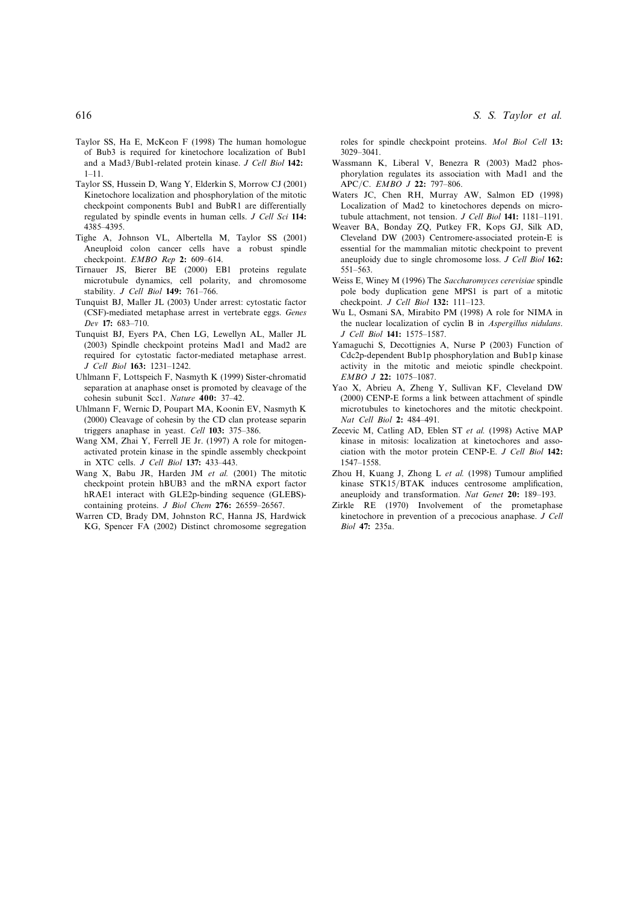Taylor SS, Ha E, McKeon F (1998) The human homologue of Bub3 is required for kinetochore localization of Bub1 and a Mad3/Bub1-related protein kinase. *J Cell Biol* **142:** 1–11.

Taylor SS, Hussein D, Wang Y, Elderkin S, Morrow CJ (2001) Kinetochore localization and phosphorylation of the mitotic checkpoint components Bub1 and BubR1 are differentially regulated by spindle events in human cells. *J Cell Sci* **114:** 4385–4395.

Tighe A, Johnson VL, Albertella M, Taylor SS (2001) Aneuploid colon cancer cells have a robust spindle checkpoint. *EMBO Rep* **2:** 609–614.

Tirnauer JS, Bierer BE (2000) EB1 proteins regulate microtubule dynamics, cell polarity, and chromosome stability. *J Cell Biol* **149:** 761–766.

Tunquist BJ, Maller JL (2003) Under arrest: cytostatic factor (CSF)-mediated metaphase arrest in vertebrate eggs. *Genes Dev* **17:** 683–710.

Tunquist BJ, Eyers PA, Chen LG, Lewellyn AL, Maller JL (2003) Spindle checkpoint proteins Mad1 and Mad2 are required for cytostatic factor-mediated metaphase arrest. *J Cell Biol* **163:** 1231–1242.

Uhlmann F, Lottspeich F, Nasmyth K (1999) Sister-chromatid separation at anaphase onset is promoted by cleavage of the cohesin subunit Scc1. *Nature* **400:** 37–42.

Uhlmann F, Wernic D, Poupart MA, Koonin EV, Nasmyth K (2000) Cleavage of cohesin by the CD clan protease separin triggers anaphase in yeast. *Cell* **103:** 375–386.

Wang XM, Zhai Y, Ferrell JE Jr. (1997) A role for mitogen-activated protein kinase in the spindle assembly checkpoint in XTC cells. *J Cell Biol* **137:** 433–443.

Wang X, Babu JR, Harden JM *et al.* (2001) The mitotic checkpoint protein hBUB3 and the mRNA export factor hRAE1 interact with GLE2p-binding sequence (GLEBS)-containing proteins. *J Biol Chem* **276:** 26559–26567.

Warren CD, Brady DM, Johnston RC, Hanna JS, Hardwick KG, Spencer FA (2002) Distinct chromosome segregation roles for spindle checkpoint proteins. *Mol Biol Cell* **13:** 3029–3041.

Wassmann K, Liberal V, Benezra R (2003) Mad2 phosphorylation regulates its association with Mad1 and the APC/C. *EMBO J* **22:** 797–806.

Waters JC, Chen RH, Murray AW, Salmon ED (1998) Localization of Mad2 to kinetochores depends on microtubule attachment, not tension. *J Cell Biol* **141:** 1181–1191.

Weaver BA, Bonday ZQ, Putkey FR, Kops GJ, Silk AD, Cleveland DW (2003) Centromere-associated protein-E is essential for the mammalian mitotic checkpoint to prevent aneuploidy due to single chromosome loss. *J Cell Biol* **162:** 551–563.

Weiss E, Winey M (1996) The *Saccharomyces cerevisiae* spindle pole body duplication gene MPS1 is part of a mitotic checkpoint. *J Cell Biol* **132:** 111–123.

Wu L, Osmani SA, Mirabito PM (1998) A role for NIMA in the nuclear localization of cyclin B in *Aspergillus nidulans*. *J Cell Biol* **141:** 1575–1587.

Yamaguchi S, Decottignies A, Nurse P (2003) Function of Cdc2p-dependent Bub1p phosphorylation and Bub1p kinase activity in the mitotic and meiotic spindle checkpoint. *EMBO J* **22:** 1075–1087.

Yao X, Abrieu A, Zheng Y, Sullivan KF, Cleveland DW (2000) CENP-E forms a link between attachment of spindle microtubules to kinetochores and the mitotic checkpoint. *Nat Cell Biol* **2:** 484–491.

Zecevic M, Catling AD, Eblen ST *et al.* (1998) Active MAP kinase in mitosis: localization at kinetochores and association with the motor protein CENP-E. *J Cell Biol* **142:** 1547–1558.

Zhou H, Kuang J, Zhong L *et al.* (1998) Tumour amplified kinase STK15/BTAK induces centrosome amplification, aneuploidy and transformation. *Nat Genet* **20:** 189–193.

Zirkle RE (1970) Involvement of the prometaphase kinetochore in prevention of a precocious anaphase. *J Cell Biol* **47:** 235a.